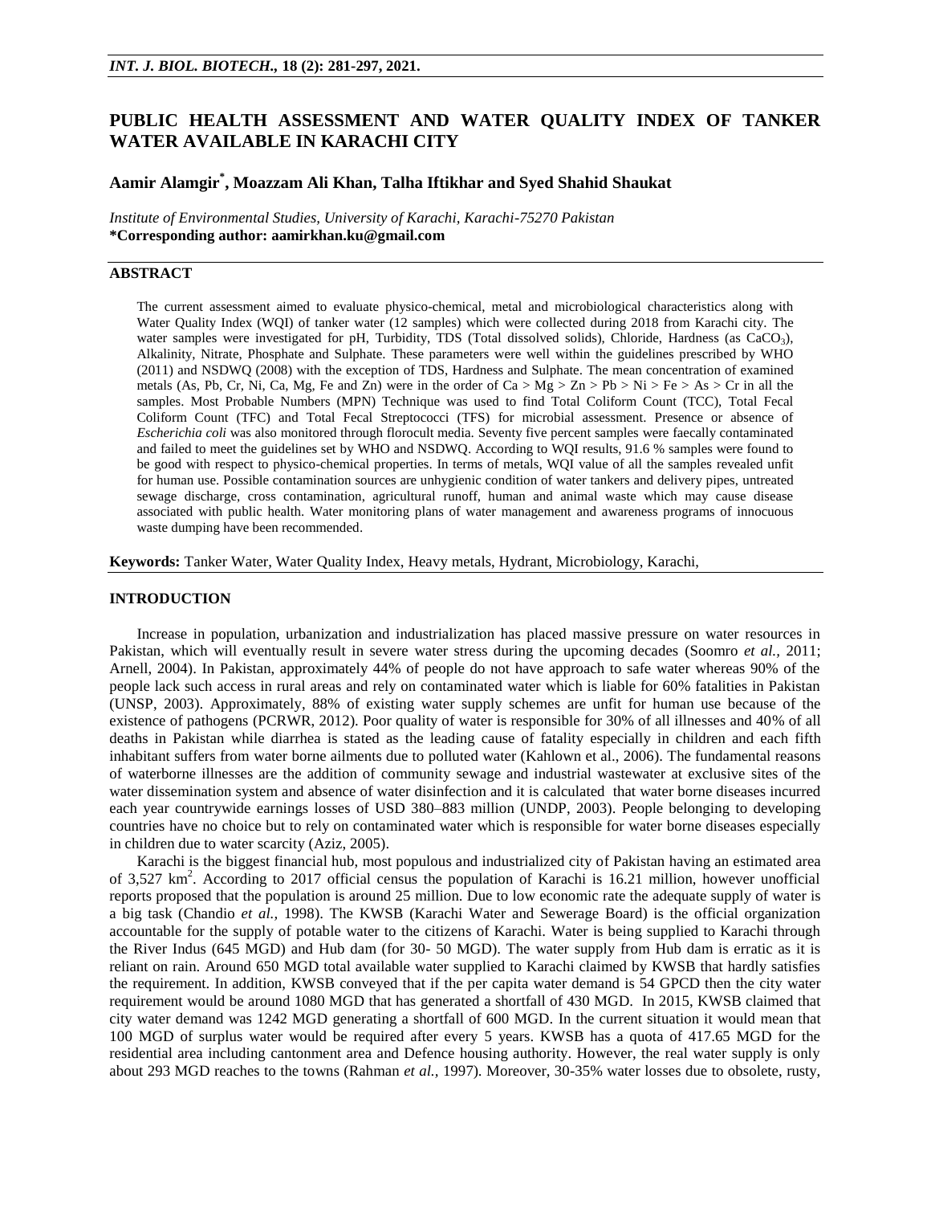# PUBLIC HEALTH ASSESSMENT AND WATER QUALITY INDEX OF TANKER WATER AVAILABLE IN KARACHI CITY

**Aamir Alamgir*, Moazzam Ali Khan, Talha Iftikhar and Syed Shahid Shaukat**

*Institute of Environmental Studies, University of Karachi, Karachi-75270 Pakistan*
**\*Corresponding author: aamirkhan.ku@gmail.com**

## ABSTRACT

The current assessment aimed to evaluate physico-chemical, metal and microbiological characteristics along with Water Quality Index (WQI) of tanker water (12 samples) which were collected during 2018 from Karachi city. The water samples were investigated for pH, Turbidity, TDS (Total dissolved solids), Chloride, Hardness (as $CaCO_3$), Alkalinity, Nitrate, Phosphate and Sulphate. These parameters were well within the guidelines prescribed by WHO (2011) and NSDWQ (2008) with the exception of TDS, Hardness and Sulphate. The mean concentration of examined metals (As, Pb, Cr, Ni, Ca, Mg, Fe and Zn) were in the order of Ca > Mg > Zn > Pb > Ni > Fe > As > Cr in all the samples. Most Probable Numbers (MPN) Technique was used to find Total Coliform Count (TCC), Total Fecal Coliform Count (TFC) and Total Fecal Streptococci (TFS) for microbial assessment. Presence or absence of *Escherichia coli* was also monitored through florocult media. Seventy five percent samples were faecally contaminated and failed to meet the guidelines set by WHO and NSDWQ. According to WQI results, 91.6 % samples were found to be good with respect to physico-chemical properties. In terms of metals, WQI value of all the samples revealed unfit for human use. Possible contamination sources are unhygienic condition of water tankers and delivery pipes, untreated sewage discharge, cross contamination, agricultural runoff, human and animal waste which may cause disease associated with public health. Water monitoring plans of water management and awareness programs of innocuous waste dumping have been recommended.

**Keywords:** Tanker Water, Water Quality Index, Heavy metals, Hydrant, Microbiology, Karachi,

## INTRODUCTION

Increase in population, urbanization and industrialization has placed massive pressure on water resources in Pakistan, which will eventually result in severe water stress during the upcoming decades (Soomro *et al.,* 2011; Arnell, 2004). In Pakistan, approximately 44% of people do not have approach to safe water whereas 90% of the people lack such access in rural areas and rely on contaminated water which is liable for 60% fatalities in Pakistan (UNSP, 2003). Approximately, 88% of existing water supply schemes are unfit for human use because of the existence of pathogens (PCRWR, 2012). Poor quality of water is responsible for 30% of all illnesses and 40% of all deaths in Pakistan while diarrhea is stated as the leading cause of fatality especially in children and each fifth inhabitant suffers from water borne ailments due to polluted water (Kahlown et al., 2006). The fundamental reasons of waterborne illnesses are the addition of community sewage and industrial wastewater at exclusive sites of the water dissemination system and absence of water disinfection and it is calculated that water borne diseases incurred each year countrywide earnings losses of USD 380–883 million (UNDP, 2003). People belonging to developing countries have no choice but to rely on contaminated water which is responsible for water borne diseases especially in children due to water scarcity (Aziz, 2005).

Karachi is the biggest financial hub, most populous and industrialized city of Pakistan having an estimated area of 3,527 $km^2$. According to 2017 official census the population of Karachi is 16.21 million, however unofficial reports proposed that the population is around 25 million. Due to low economic rate the adequate supply of water is a big task (Chandio *et al.,* 1998). The KWSB (Karachi Water and Sewerage Board) is the official organization accountable for the supply of potable water to the citizens of Karachi. Water is being supplied to Karachi through the River Indus (645 MGD) and Hub dam (for 30- 50 MGD). The water supply from Hub dam is erratic as it is reliant on rain. Around 650 MGD total available water supplied to Karachi claimed by KWSB that hardly satisfies the requirement. In addition, KWSB conveyed that if the per capita water demand is 54 GPCD then the city water requirement would be around 1080 MGD that has generated a shortfall of 430 MGD. In 2015, KWSB claimed that city water demand was 1242 MGD generating a shortfall of 600 MGD. In the current situation it would mean that 100 MGD of surplus water would be required after every 5 years. KWSB has a quota of 417.65 MGD for the residential area including cantonment area and Defence housing authority. However, the real water supply is only about 293 MGD reaches to the towns (Rahman *et al.,* 1997). Moreover, 30-35% water losses due to obsolete, rusty,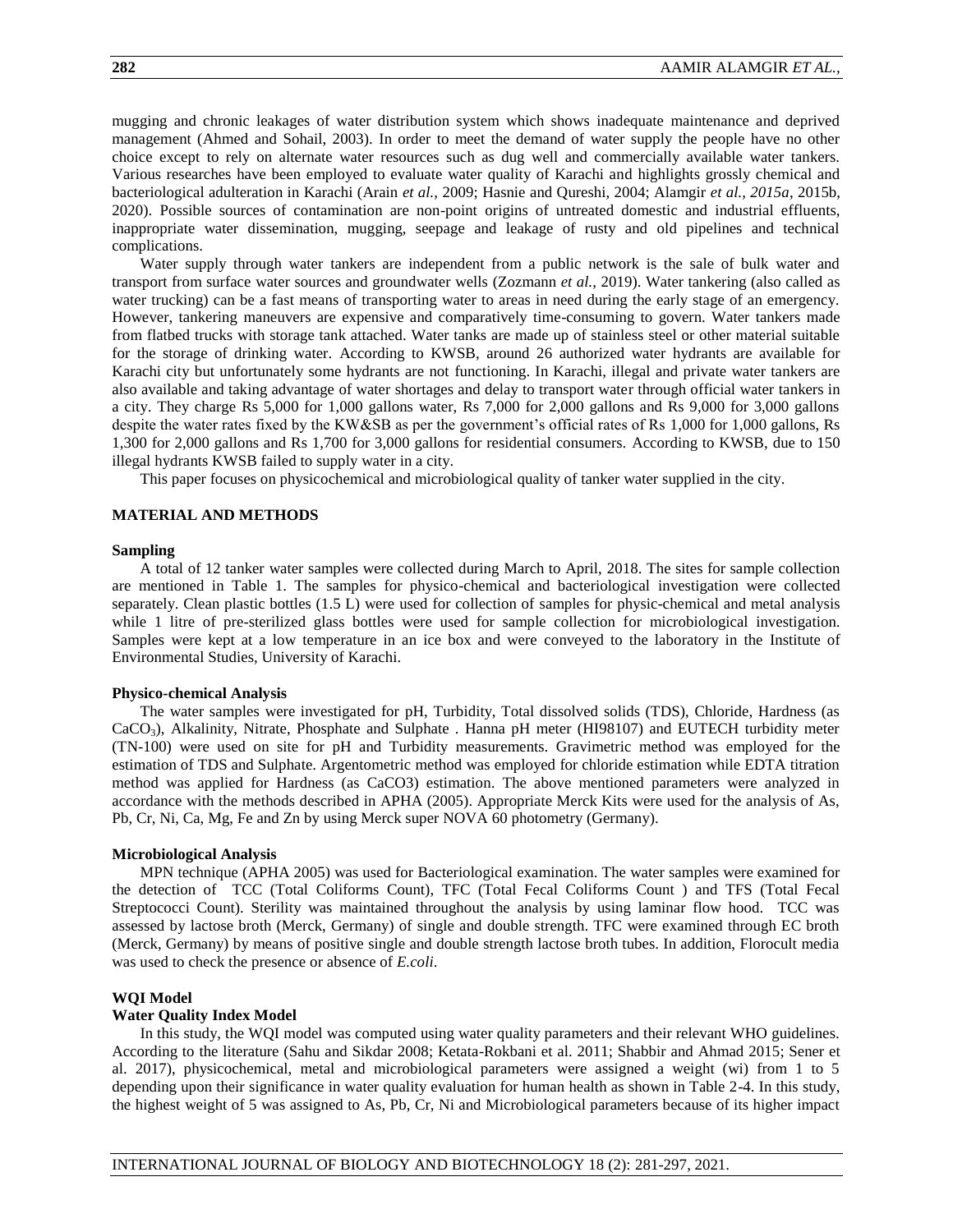mugging and chronic leakages of water distribution system which shows inadequate maintenance and deprived management (Ahmed and Sohail, 2003). In order to meet the demand of water supply the people have no other choice except to rely on alternate water resources such as dug well and commercially available water tankers. Various researches have been employed to evaluate water quality of Karachi and highlights grossly chemical and bacteriological adulteration in Karachi (Arain *et al.*, 2009; Hasnie and Qureshi, 2004; Alamgir *et al., 2015a*, 2015b, 2020). Possible sources of contamination are non-point origins of untreated domestic and industrial effluents, inappropriate water dissemination, mugging, seepage and leakage of rusty and old pipelines and technical complications.

Water supply through water tankers are independent from a public network is the sale of bulk water and transport from surface water sources and groundwater wells (Zozmann *et al.*, 2019). Water tankering (also called as water trucking) can be a fast means of transporting water to areas in need during the early stage of an emergency. However, tankering maneuvers are expensive and comparatively time-consuming to govern. Water tankers made from flatbed trucks with storage tank attached. Water tanks are made up of stainless steel or other material suitable for the storage of drinking water. According to KWSB, around 26 authorized water hydrants are available for Karachi city but unfortunately some hydrants are not functioning. In Karachi, illegal and private water tankers are also available and taking advantage of water shortages and delay to transport water through official water tankers in a city. They charge Rs 5,000 for 1,000 gallons water, Rs 7,000 for 2,000 gallons and Rs 9,000 for 3,000 gallons despite the water rates fixed by the KW&SB as per the government's official rates of Rs 1,000 for 1,000 gallons, Rs 1,300 for 2,000 gallons and Rs 1,700 for 3,000 gallons for residential consumers. According to KWSB, due to 150 illegal hydrants KWSB failed to supply water in a city.

This paper focuses on physicochemical and microbiological quality of tanker water supplied in the city.

## MATERIAL AND METHODS

### Sampling

A total of 12 tanker water samples were collected during March to April, 2018. The sites for sample collection are mentioned in Table 1. The samples for physico-chemical and bacteriological investigation were collected separately. Clean plastic bottles (1.5 L) were used for collection of samples for physic-chemical and metal analysis while 1 litre of pre-sterilized glass bottles were used for sample collection for microbiological investigation. Samples were kept at a low temperature in an ice box and were conveyed to the laboratory in the Institute of Environmental Studies, University of Karachi.

### Physico-chemical Analysis

The water samples were investigated for pH, Turbidity, Total dissolved solids (TDS), Chloride, Hardness (as $CaCO_3$), Alkalinity, Nitrate, Phosphate and Sulphate . Hanna pH meter (HI98107) and EUTECH turbidity meter (TN-100) were used on site for pH and Turbidity measurements. Gravimetric method was employed for the estimation of TDS and Sulphate. Argentometric method was employed for chloride estimation while EDTA titration method was applied for Hardness (as CaCO3) estimation. The above mentioned parameters were analyzed in accordance with the methods described in APHA (2005). Appropriate Merck Kits were used for the analysis of As, Pb, Cr, Ni, Ca, Mg, Fe and Zn by using Merck super NOVA 60 photometry (Germany).

### Microbiological Analysis

MPN technique (APHA 2005) was used for Bacteriological examination. The water samples were examined for the detection of TCC (Total Coliforms Count), TFC (Total Fecal Coliforms Count ) and TFS (Total Fecal Streptococci Count). Sterility was maintained throughout the analysis by using laminar flow hood. TCC was assessed by lactose broth (Merck, Germany) of single and double strength. TFC were examined through EC broth (Merck, Germany) by means of positive single and double strength lactose broth tubes. In addition, Florocult media was used to check the presence or absence of *E.coli*.

### WQI Model

### Water Quality Index Model

In this study, the WQI model was computed using water quality parameters and their relevant WHO guidelines. According to the literature (Sahu and Sikdar 2008; Ketata-Rokbani et al. 2011; Shabbir and Ahmad 2015; Sener et al. 2017), physicochemical, metal and microbiological parameters were assigned a weight (wi) from 1 to 5 depending upon their significance in water quality evaluation for human health as shown in Table 2-4. In this study, the highest weight of 5 was assigned to As, Pb, Cr, Ni and Microbiological parameters because of its higher impact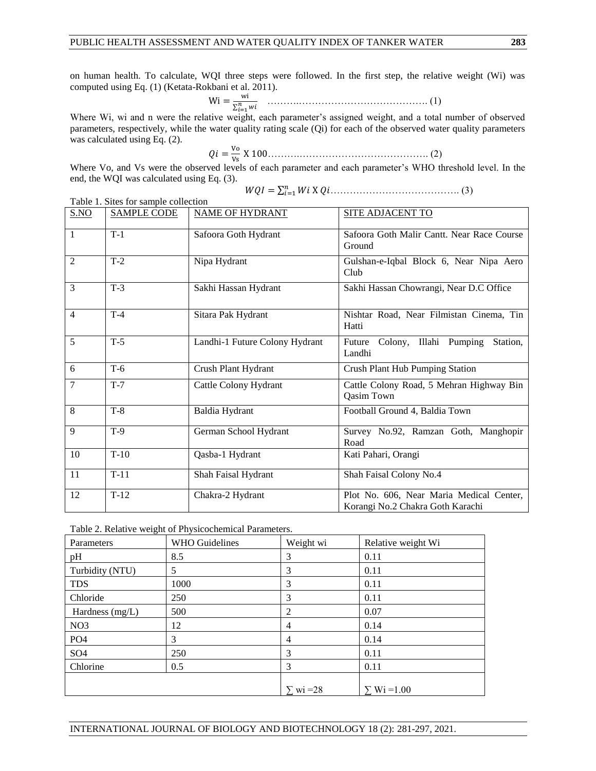on human health. To calculate, WQI three steps were followed. In the first step, the relative weight (Wi) was computed using Eq. (1) (Ketata-Rokbani et al. 2011).

$$\mathrm{Wi} = \frac{\mathrm{wi}}{\sum_{i=1}^{n} wi} \quad \text{……………………………………………. (1)}$$

Where Wi, wi and n were the relative weight, each parameter's assigned weight, and a total number of observed parameters, respectively, while the water quality rating scale (Qi) for each of the observed water quality parameters was calculated using Eq. (2).

$$Qi = \frac{\mathrm{Vo}}{\mathrm{Vs}} \text{ X } 100 \text{……………………………………………. (2)}$$

Where Vo, and Vs were the observed levels of each parameter and each parameter's WHO threshold level. In the end, the WQI was calculated using Eq. (3).

$$WQI = \sum_{i=1}^{n} Wi \text{ X } Qi \text{…………………………………. (3)}$$

Table 1. Sites for sample collection

| S.NO | SAMPLE CODE | NAME OF HYDRANT | SITE ADJACENT TO |
|---|---|---|---|
| 1 | T-1 | Safoora Goth Hydrant | Safoora Goth Malir Cantt. Near Race Course Ground |
| 2 | T-2 | Nipa Hydrant | Gulshan-e-Iqbal Block 6, Near Nipa Aero Club |
| 3 | T-3 | Sakhi Hassan Hydrant | Sakhi Hassan Chowrangi, Near D.C Office |
| 4 | T-4 | Sitara Pak Hydrant | Nishtar Road, Near Filmistan Cinema, Tin Hatti |
| 5 | T-5 | Landhi-1 Future Colony Hydrant | Future Colony, Illahi Pumping Station, Landhi |
| 6 | T-6 | Crush Plant Hydrant | Crush Plant Hub Pumping Station |
| 7 | T-7 | Cattle Colony Hydrant | Cattle Colony Road, 5 Mehran Highway Bin Qasim Town |
| 8 | T-8 | Baldia Hydrant | Football Ground 4, Baldia Town |
| 9 | T-9 | German School Hydrant | Survey No.92, Ramzan Goth, Manghopir Road |
| 10 | T-10 | Qasba-1 Hydrant | Kati Pahari, Orangi |
| 11 | T-11 | Shah Faisal Hydrant | Shah Faisal Colony No.4 |
| 12 | T-12 | Chakra-2 Hydrant | Plot No. 606, Near Maria Medical Center, Korangi No.2 Chakra Goth Karachi |

Table 2. Relative weight of Physicochemical Parameters.

| Parameters | WHO Guidelines | Weight wi | Relative weight Wi |
|---|---|---|---|
| pH | 8.5 | 3 | 0.11 |
| Turbidity (NTU) | 5 | 3 | 0.11 |
| TDS | 1000 | 3 | 0.11 |
| Chloride | 250 | 3 | 0.11 |
| Hardness (mg/L) | 500 | 2 | 0.07 |
| $NO_3$ | 12 | 4 | 0.14 |
| $PO_4$ | 3 | 4 | 0.14 |
| $SO_4$ | 250 | 3 | 0.11 |
| Chlorine | 0.5 | 3 | 0.11 |
| | | $\sum$ wi =28 | $\sum$ Wi =1.00 |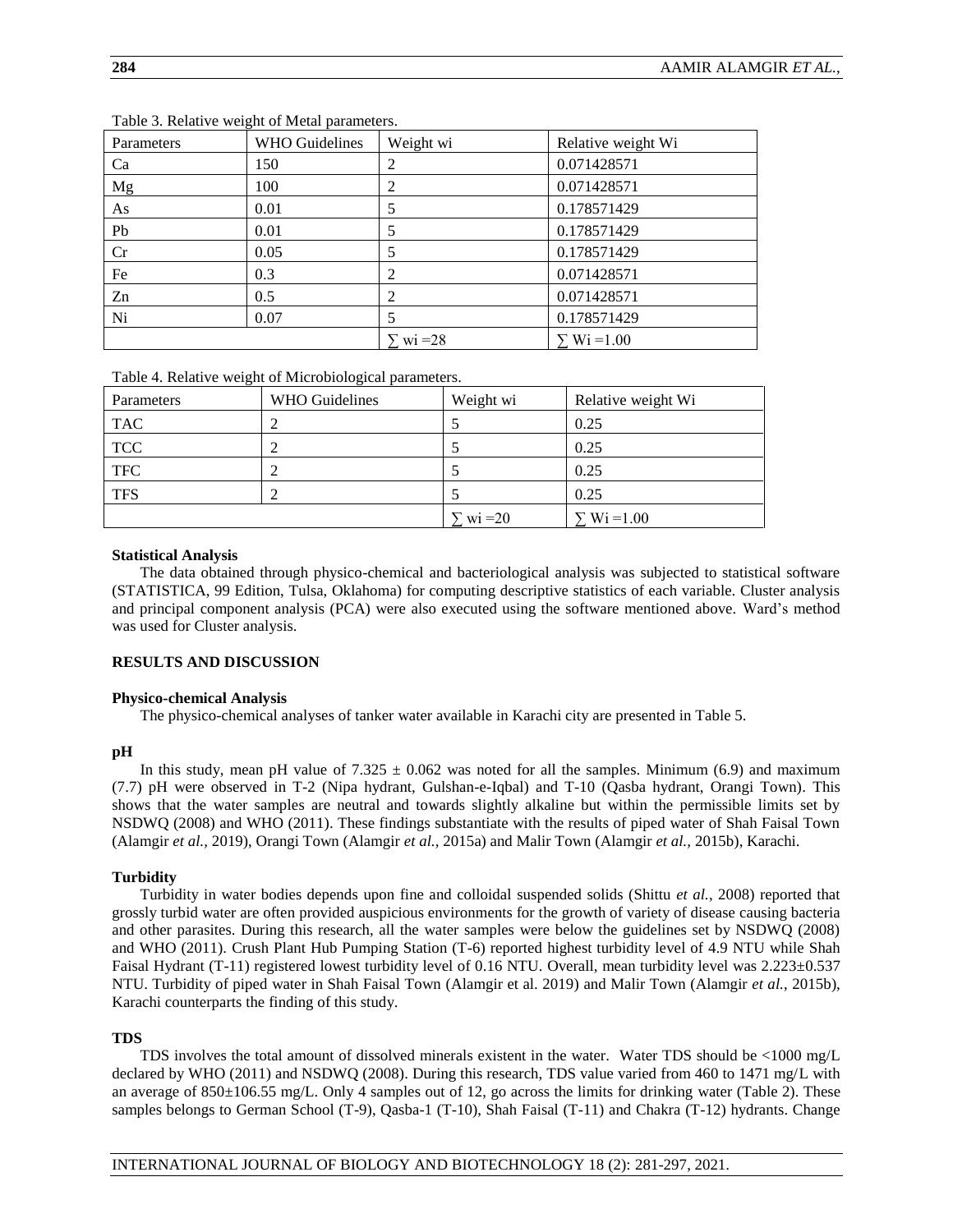Table 3. Relative weight of Metal parameters.

| Parameters | WHO Guidelines | Weight wi | Relative weight Wi |
|---|---|---|---|
| Ca | 150 | 2 | 0.071428571 |
| Mg | 100 | 2 | 0.071428571 |
| As | 0.01 | 5 | 0.178571429 |
| Pb | 0.01 | 5 | 0.178571429 |
| Cr | 0.05 | 5 | 0.178571429 |
| Fe | 0.3 | 2 | 0.071428571 |
| Zn | 0.5 | 2 | 0.071428571 |
| Ni | 0.07 | 5 | 0.178571429 |
| | | $\sum$ wi =28 | $\sum$ Wi =1.00 |

Table 4. Relative weight of Microbiological parameters.

| Parameters | WHO Guidelines | Weight wi | Relative weight Wi |
|---|---|---|---|
| TAC | 2 | 5 | 0.25 |
| TCC | 2 | 5 | 0.25 |
| TFC | 2 | 5 | 0.25 |
| TFS | 2 | 5 | 0.25 |
| | | $\sum$ wi =20 | $\sum$ Wi =1.00 |

### Statistical Analysis

The data obtained through physico-chemical and bacteriological analysis was subjected to statistical software (STATISTICA, 99 Edition, Tulsa, Oklahoma) for computing descriptive statistics of each variable. Cluster analysis and principal component analysis (PCA) were also executed using the software mentioned above. Ward's method was used for Cluster analysis.

## RESULTS AND DISCUSSION

### Physico-chemical Analysis

The physico-chemical analyses of tanker water available in Karachi city are presented in Table 5.

### pH

In this study, mean pH value of 7.325 ± 0.062 was noted for all the samples. Minimum (6.9) and maximum (7.7) pH were observed in T-2 (Nipa hydrant, Gulshan-e-Iqbal) and T-10 (Qasba hydrant, Orangi Town). This shows that the water samples are neutral and towards slightly alkaline but within the permissible limits set by NSDWQ (2008) and WHO (2011). These findings substantiate with the results of piped water of Shah Faisal Town (Alamgir *et al.,* 2019), Orangi Town (Alamgir *et al.,* 2015a) and Malir Town (Alamgir *et al.,* 2015b), Karachi.

### Turbidity

Turbidity in water bodies depends upon fine and colloidal suspended solids (Shittu *et al.,* 2008) reported that grossly turbid water are often provided auspicious environments for the growth of variety of disease causing bacteria and other parasites. During this research, all the water samples were below the guidelines set by NSDWQ (2008) and WHO (2011). Crush Plant Hub Pumping Station (T-6) reported highest turbidity level of 4.9 NTU while Shah Faisal Hydrant (T-11) registered lowest turbidity level of 0.16 NTU. Overall, mean turbidity level was 2.223±0.537 NTU. Turbidity of piped water in Shah Faisal Town (Alamgir et al. 2019) and Malir Town (Alamgir *et al.*, 2015b), Karachi counterparts the finding of this study.

### TDS

TDS involves the total amount of dissolved minerals existent in the water. Water TDS should be <1000 mg/L declared by WHO (2011) and NSDWQ (2008). During this research, TDS value varied from 460 to 1471 mg/L with an average of 850±106.55 mg/L. Only 4 samples out of 12, go across the limits for drinking water (Table 2). These samples belongs to German School (T-9), Qasba-1 (T-10), Shah Faisal (T-11) and Chakra (T-12) hydrants. Change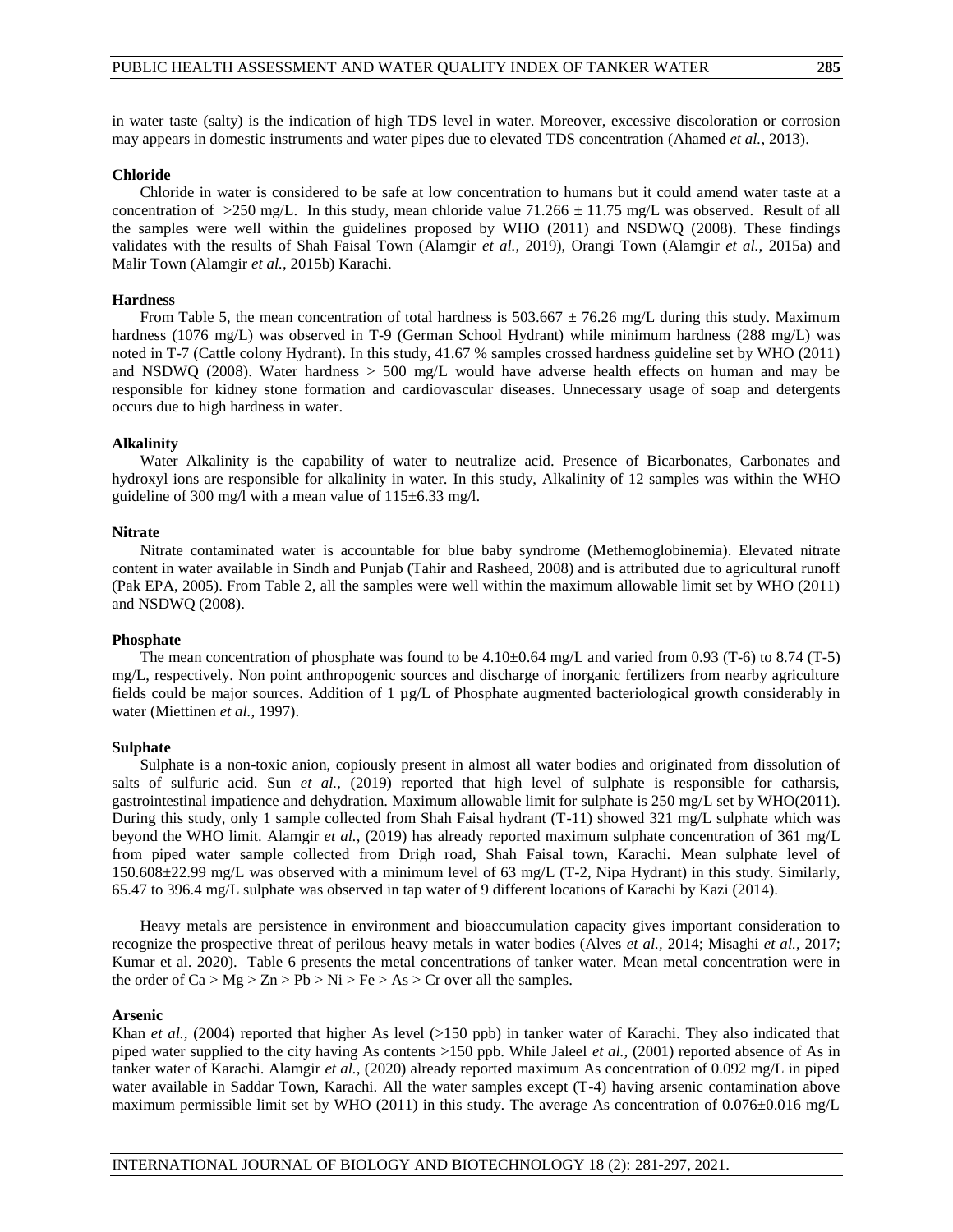in water taste (salty) is the indication of high TDS level in water. Moreover, excessive discoloration or corrosion may appears in domestic instruments and water pipes due to elevated TDS concentration (Ahamed *et al.,* 2013).

### Chloride

Chloride in water is considered to be safe at low concentration to humans but it could amend water taste at a concentration of >250 mg/L. In this study, mean chloride value 71.266 ± 11.75 mg/L was observed. Result of all the samples were well within the guidelines proposed by WHO (2011) and NSDWQ (2008). These findings validates with the results of Shah Faisal Town (Alamgir *et al.,* 2019), Orangi Town (Alamgir *et al.,* 2015a) and Malir Town (Alamgir *et al.,* 2015b) Karachi.

### Hardness

From Table 5, the mean concentration of total hardness is 503.667 ± 76.26 mg/L during this study. Maximum hardness (1076 mg/L) was observed in T-9 (German School Hydrant) while minimum hardness (288 mg/L) was noted in T-7 (Cattle colony Hydrant). In this study, 41.67 % samples crossed hardness guideline set by WHO (2011) and NSDWQ (2008). Water hardness > 500 mg/L would have adverse health effects on human and may be responsible for kidney stone formation and cardiovascular diseases. Unnecessary usage of soap and detergents occurs due to high hardness in water.

### Alkalinity

Water Alkalinity is the capability of water to neutralize acid. Presence of Bicarbonates, Carbonates and hydroxyl ions are responsible for alkalinity in water. In this study, Alkalinity of 12 samples was within the WHO guideline of 300 mg/l with a mean value of 115±6.33 mg/l.

### Nitrate

Nitrate contaminated water is accountable for blue baby syndrome (Methemoglobinemia). Elevated nitrate content in water available in Sindh and Punjab (Tahir and Rasheed, 2008) and is attributed due to agricultural runoff (Pak EPA, 2005). From Table 2, all the samples were well within the maximum allowable limit set by WHO (2011) and NSDWQ (2008).

### Phosphate

The mean concentration of phosphate was found to be 4.10±0.64 mg/L and varied from 0.93 (T-6) to 8.74 (T-5) mg/L, respectively. Non point anthropogenic sources and discharge of inorganic fertilizers from nearby agriculture fields could be major sources. Addition of 1 µg/L of Phosphate augmented bacteriological growth considerably in water (Miettinen *et al.,* 1997).

### Sulphate

Sulphate is a non-toxic anion, copiously present in almost all water bodies and originated from dissolution of salts of sulfuric acid. Sun *et al.,* (2019) reported that high level of sulphate is responsible for catharsis, gastrointestinal impatience and dehydration. Maximum allowable limit for sulphate is 250 mg/L set by WHO(2011). During this study, only 1 sample collected from Shah Faisal hydrant (T-11) showed 321 mg/L sulphate which was beyond the WHO limit. Alamgir *et al.,* (2019) has already reported maximum sulphate concentration of 361 mg/L from piped water sample collected from Drigh road, Shah Faisal town, Karachi. Mean sulphate level of 150.608±22.99 mg/L was observed with a minimum level of 63 mg/L (T-2, Nipa Hydrant) in this study. Similarly, 65.47 to 396.4 mg/L sulphate was observed in tap water of 9 different locations of Karachi by Kazi (2014).

Heavy metals are persistence in environment and bioaccumulation capacity gives important consideration to recognize the prospective threat of perilous heavy metals in water bodies (Alves *et al.,* 2014; Misaghi *et al.*, 2017; Kumar et al. 2020). Table 6 presents the metal concentrations of tanker water. Mean metal concentration were in the order of Ca > Mg > Zn > Pb > Ni > Fe > As > Cr over all the samples.

### Arsenic

Khan *et al.,* (2004) reported that higher As level (>150 ppb) in tanker water of Karachi. They also indicated that piped water supplied to the city having As contents >150 ppb. While Jaleel *et al.,* (2001) reported absence of As in tanker water of Karachi. Alamgir *et al.,* (2020) already reported maximum As concentration of 0.092 mg/L in piped water available in Saddar Town, Karachi. All the water samples except (T-4) having arsenic contamination above maximum permissible limit set by WHO (2011) in this study. The average As concentration of 0.076±0.016 mg/L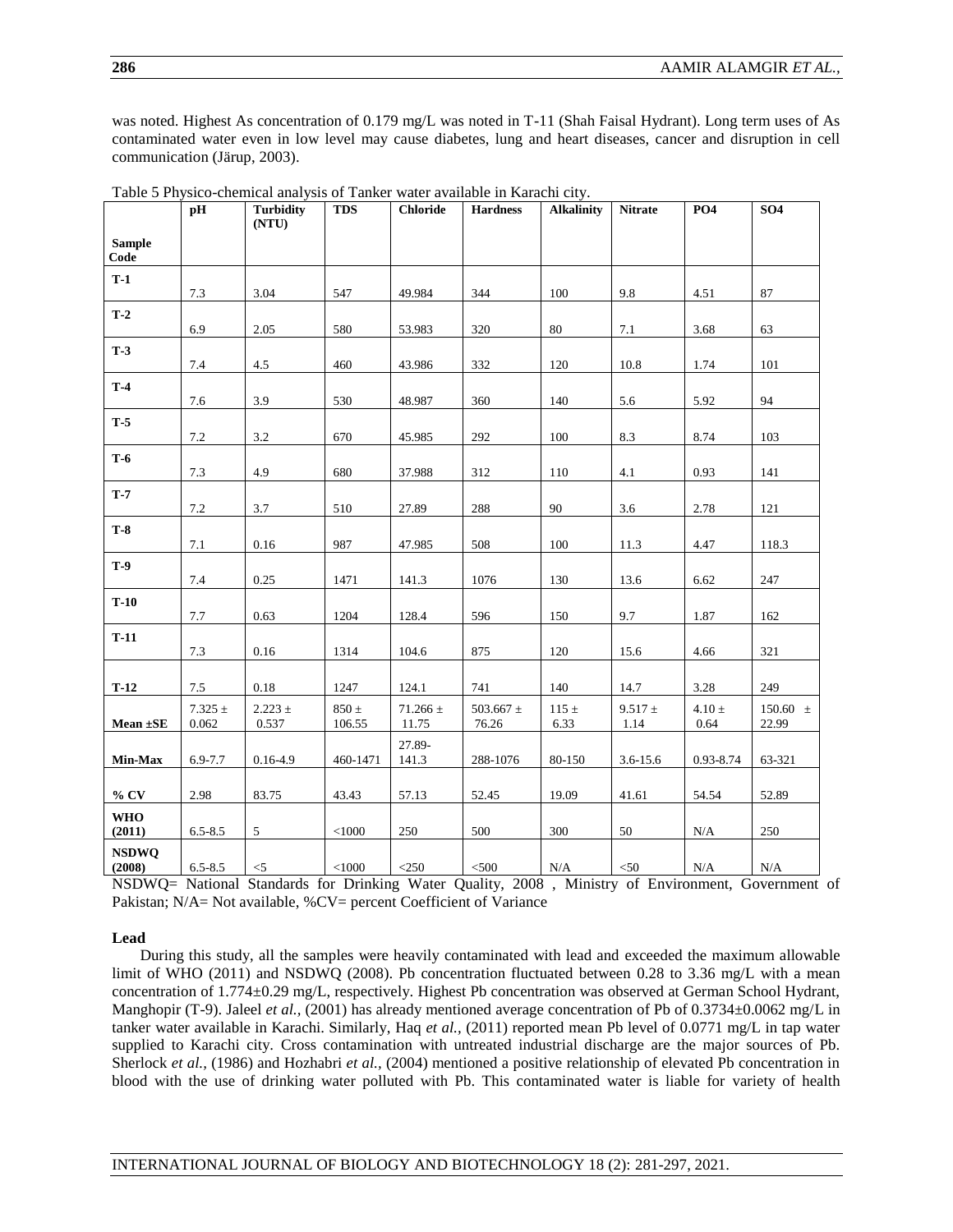was noted. Highest As concentration of 0.179 mg/L was noted in T-11 (Shah Faisal Hydrant). Long term uses of As contaminated water even in low level may cause diabetes, lung and heart diseases, cancer and disruption in cell communication (Järup, 2003).

Table 5 Physico-chemical analysis of Tanker water available in Karachi city.

| Sample Code | pH | Turbidity (NTU) | TDS | Chloride | Hardness | Alkalinity | Nitrate | PO4 | SO4 |
|---|---|---|---|---|---|---|---|---|---|
| **T-1** | 7.3 | 3.04 | 547 | 49.984 | 344 | 100 | 9.8 | 4.51 | 87 |
| **T-2** | 6.9 | 2.05 | 580 | 53.983 | 320 | 80 | 7.1 | 3.68 | 63 |
| **T-3** | 7.4 | 4.5 | 460 | 43.986 | 332 | 120 | 10.8 | 1.74 | 101 |
| **T-4** | 7.6 | 3.9 | 530 | 48.987 | 360 | 140 | 5.6 | 5.92 | 94 |
| **T-5** | 7.2 | 3.2 | 670 | 45.985 | 292 | 100 | 8.3 | 8.74 | 103 |
| **T-6** | 7.3 | 4.9 | 680 | 37.988 | 312 | 110 | 4.1 | 0.93 | 141 |
| **T-7** | 7.2 | 3.7 | 510 | 27.89 | 288 | 90 | 3.6 | 2.78 | 121 |
| **T-8** | 7.1 | 0.16 | 987 | 47.985 | 508 | 100 | 11.3 | 4.47 | 118.3 |
| **T-9** | 7.4 | 0.25 | 1471 | 141.3 | 1076 | 130 | 13.6 | 6.62 | 247 |
| **T-10** | 7.7 | 0.63 | 1204 | 128.4 | 596 | 150 | 9.7 | 1.87 | 162 |
| **T-11** | 7.3 | 0.16 | 1314 | 104.6 | 875 | 120 | 15.6 | 4.66 | 321 |
| **T-12** | 7.5 | 0.18 | 1247 | 124.1 | 741 | 140 | 14.7 | 3.28 | 249 |
| **Mean ±SE** | 7.325 ± 0.062 | 2.223 ± 0.537 | 850 ± 106.55 | 71.266 ± 11.75 | 503.667 ± 76.26 | 115 ± 6.33 | 9.517 ± 1.14 | 4.10 ± 0.64 | 150.60 ± 22.99 |
| **Min-Max** | 6.9-7.7 | 0.16-4.9 | 460-1471 | 27.89-141.3 | 288-1076 | 80-150 | 3.6-15.6 | 0.93-8.74 | 63-321 |
| **% CV** | 2.98 | 83.75 | 43.43 | 57.13 | 52.45 | 19.09 | 41.61 | 54.54 | 52.89 |
| **WHO (2011)** | 6.5-8.5 | 5 | <1000 | 250 | 500 | 300 | 50 | N/A | 250 |
| **NSDWQ (2008)** | 6.5-8.5 | <5 | <1000 | <250 | <500 | N/A | <50 | N/A | N/A |

NSDWQ= National Standards for Drinking Water Quality, 2008 , Ministry of Environment, Government of Pakistan; N/A= Not available, %CV= percent Coefficient of Variance

**Lead**

During this study, all the samples were heavily contaminated with lead and exceeded the maximum allowable limit of WHO (2011) and NSDWQ (2008). Pb concentration fluctuated between 0.28 to 3.36 mg/L with a mean concentration of 1.774±0.29 mg/L, respectively. Highest Pb concentration was observed at German School Hydrant, Manghopir (T-9). Jaleel *et al.,* (2001) has already mentioned average concentration of Pb of 0.3734±0.0062 mg/L in tanker water available in Karachi. Similarly, Haq *et al.,* (2011) reported mean Pb level of 0.0771 mg/L in tap water supplied to Karachi city. Cross contamination with untreated industrial discharge are the major sources of Pb. Sherlock *et al.,* (1986) and Hozhabri *et al.,* (2004) mentioned a positive relationship of elevated Pb concentration in blood with the use of drinking water polluted with Pb. This contaminated water is liable for variety of health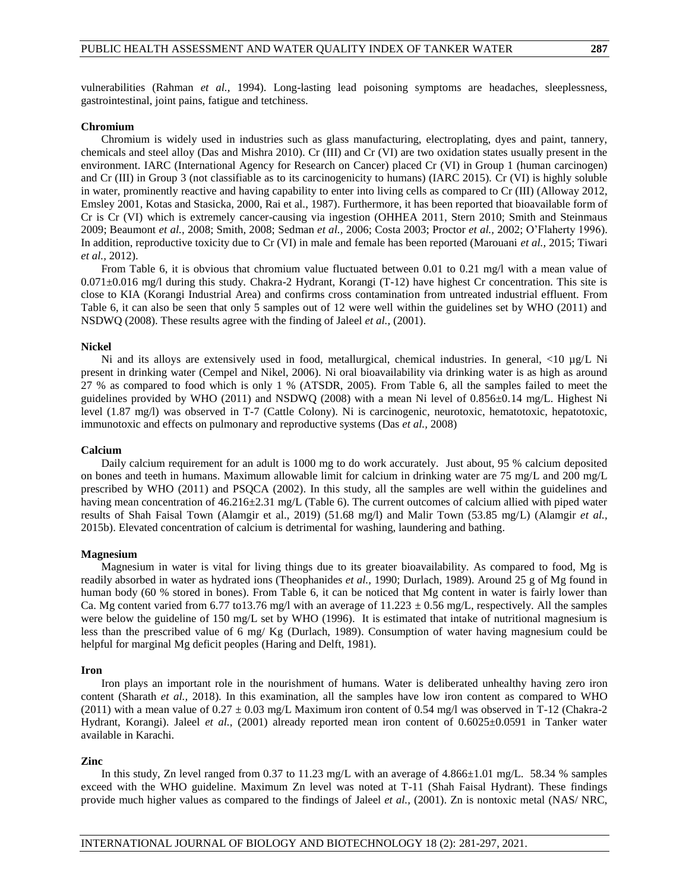vulnerabilities (Rahman *et al.,* 1994). Long-lasting lead poisoning symptoms are headaches, sleeplessness, gastrointestinal, joint pains, fatigue and tetchiness.

**Chromium**

Chromium is widely used in industries such as glass manufacturing, electroplating, dyes and paint, tannery, chemicals and steel alloy (Das and Mishra 2010). Cr (III) and Cr (VI) are two oxidation states usually present in the environment. IARC (International Agency for Research on Cancer) placed Cr (VI) in Group 1 (human carcinogen) and Cr (III) in Group 3 (not classifiable as to its carcinogenicity to humans) (IARC 2015). Cr (VI) is highly soluble in water, prominently reactive and having capability to enter into living cells as compared to Cr (III) (Alloway 2012, Emsley 2001, Kotas and Stasicka, 2000, Rai et al., 1987). Furthermore, it has been reported that bioavailable form of Cr is Cr (VI) which is extremely cancer-causing via ingestion (OHHEA 2011, Stern 2010; Smith and Steinmaus 2009; Beaumont *et al.,* 2008; Smith, 2008; Sedman *et al.,* 2006; Costa 2003; Proctor *et al.,* 2002; O'Flaherty 1996). In addition, reproductive toxicity due to Cr (VI) in male and female has been reported (Marouani *et al.,* 2015; Tiwari *et al.,* 2012).

From Table 6, it is obvious that chromium value fluctuated between 0.01 to 0.21 mg/l with a mean value of 0.071±0.016 mg/l during this study. Chakra-2 Hydrant, Korangi (T-12) have highest Cr concentration. This site is close to KIA (Korangi Industrial Area) and confirms cross contamination from untreated industrial effluent. From Table 6, it can also be seen that only 5 samples out of 12 were well within the guidelines set by WHO (2011) and NSDWQ (2008). These results agree with the finding of Jaleel *et al.,* (2001).

**Nickel**

Ni and its alloys are extensively used in food, metallurgical, chemical industries. In general, <10 µg/L Ni present in drinking water (Cempel and Nikel, 2006). Ni oral bioavailability via drinking water is as high as around 27 % as compared to food which is only 1 % (ATSDR, 2005). From Table 6, all the samples failed to meet the guidelines provided by WHO (2011) and NSDWQ (2008) with a mean Ni level of 0.856±0.14 mg/L. Highest Ni level (1.87 mg/l) was observed in T-7 (Cattle Colony). Ni is carcinogenic, neurotoxic, hematotoxic, hepatotoxic, immunotoxic and effects on pulmonary and reproductive systems (Das *et al.,* 2008)

**Calcium**

Daily calcium requirement for an adult is 1000 mg to do work accurately. Just about, 95 % calcium deposited on bones and teeth in humans. Maximum allowable limit for calcium in drinking water are 75 mg/L and 200 mg/L prescribed by WHO (2011) and PSQCA (2002). In this study, all the samples are well within the guidelines and having mean concentration of 46.216±2.31 mg/L (Table 6). The current outcomes of calcium allied with piped water results of Shah Faisal Town (Alamgir et al., 2019) (51.68 mg/l) and Malir Town (53.85 mg/L) (Alamgir *et al.,* 2015b). Elevated concentration of calcium is detrimental for washing, laundering and bathing.

**Magnesium**

Magnesium in water is vital for living things due to its greater bioavailability. As compared to food, Mg is readily absorbed in water as hydrated ions (Theophanides *et al.,* 1990; Durlach, 1989). Around 25 g of Mg found in human body (60 % stored in bones). From Table 6, it can be noticed that Mg content in water is fairly lower than Ca. Mg content varied from 6.77 to13.76 mg/l with an average of 11.223 ± 0.56 mg/L, respectively. All the samples were below the guideline of 150 mg/L set by WHO (1996). It is estimated that intake of nutritional magnesium is less than the prescribed value of 6 mg/ Kg (Durlach, 1989). Consumption of water having magnesium could be helpful for marginal Mg deficit peoples (Haring and Delft, 1981).

**Iron**

Iron plays an important role in the nourishment of humans. Water is deliberated unhealthy having zero iron content (Sharath *et al.,* 2018). In this examination, all the samples have low iron content as compared to WHO (2011) with a mean value of 0.27 ± 0.03 mg/L Maximum iron content of 0.54 mg/l was observed in T-12 (Chakra-2 Hydrant, Korangi). Jaleel *et al.,* (2001) already reported mean iron content of 0.6025±0.0591 in Tanker water available in Karachi.

**Zinc**

In this study, Zn level ranged from 0.37 to 11.23 mg/L with an average of 4.866±1.01 mg/L. 58.34 % samples exceed with the WHO guideline. Maximum Zn level was noted at T-11 (Shah Faisal Hydrant). These findings provide much higher values as compared to the findings of Jaleel *et al.,* (2001). Zn is nontoxic metal (NAS/ NRC,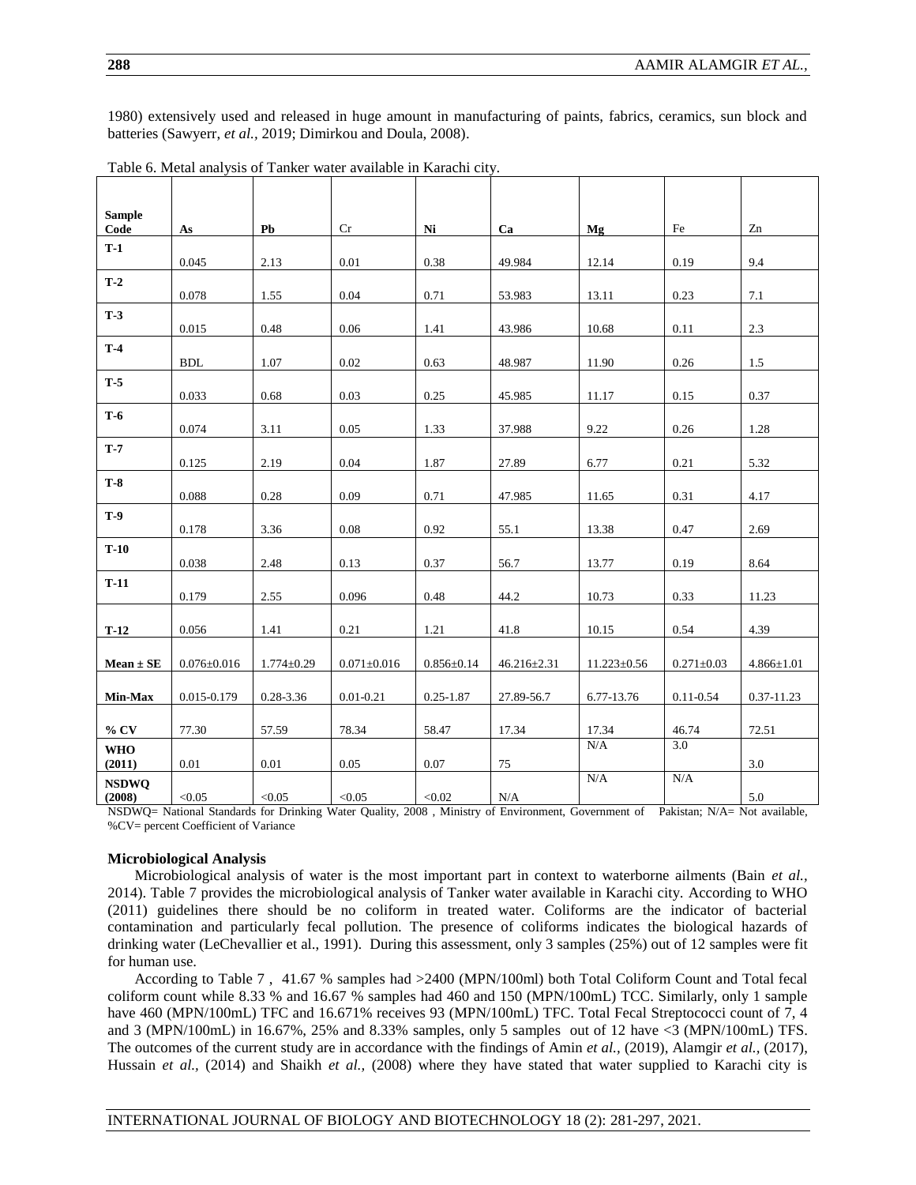1980) extensively used and released in huge amount in manufacturing of paints, fabrics, ceramics, sun block and batteries (Sawyerr, *et al.,* 2019; Dimirkou and Doula, 2008).

Table 6. Metal analysis of Tanker water available in Karachi city.

| Sample Code | As | Pb | Cr | Ni | Ca | Mg | Fe | Zn |
|---|---|---|---|---|---|---|---|---|
| **T-1** | 0.045 | 2.13 | 0.01 | 0.38 | 49.984 | 12.14 | 0.19 | 9.4 |
| **T-2** | 0.078 | 1.55 | 0.04 | 0.71 | 53.983 | 13.11 | 0.23 | 7.1 |
| **T-3** | 0.015 | 0.48 | 0.06 | 1.41 | 43.986 | 10.68 | 0.11 | 2.3 |
| **T-4** | BDL | 1.07 | 0.02 | 0.63 | 48.987 | 11.90 | 0.26 | 1.5 |
| **T-5** | 0.033 | 0.68 | 0.03 | 0.25 | 45.985 | 11.17 | 0.15 | 0.37 |
| **T-6** | 0.074 | 3.11 | 0.05 | 1.33 | 37.988 | 9.22 | 0.26 | 1.28 |
| **T-7** | 0.125 | 2.19 | 0.04 | 1.87 | 27.89 | 6.77 | 0.21 | 5.32 |
| **T-8** | 0.088 | 0.28 | 0.09 | 0.71 | 47.985 | 11.65 | 0.31 | 4.17 |
| **T-9** | 0.178 | 3.36 | 0.08 | 0.92 | 55.1 | 13.38 | 0.47 | 2.69 |
| **T-10** | 0.038 | 2.48 | 0.13 | 0.37 | 56.7 | 13.77 | 0.19 | 8.64 |
| **T-11** | 0.179 | 2.55 | 0.096 | 0.48 | 44.2 | 10.73 | 0.33 | 11.23 |
| **T-12** | 0.056 | 1.41 | 0.21 | 1.21 | 41.8 | 10.15 | 0.54 | 4.39 |
| **Mean ± SE** | 0.076±0.016 | 1.774±0.29 | 0.071±0.016 | 0.856±0.14 | 46.216±2.31 | 11.223±0.56 | 0.271±0.03 | 4.866±1.01 |
| **Min-Max** | 0.015-0.179 | 0.28-3.36 | 0.01-0.21 | 0.25-1.87 | 27.89-56.7 | 6.77-13.76 | 0.11-0.54 | 0.37-11.23 |
| **% CV** | 77.30 | 57.59 | 78.34 | 58.47 | 17.34 | 17.34 | 46.74 | 72.51 |
| **WHO (2011)** | 0.01 | 0.01 | 0.05 | 0.07 | 75 | N/A | 3.0 | 3.0 |
| **NSDWQ (2008)** | <0.05 | <0.05 | <0.05 | <0.02 | N/A | N/A | N/A | 5.0 |

NSDWQ= National Standards for Drinking Water Quality, 2008 , Ministry of Environment, Government of Pakistan; N/A= Not available, %CV= percent Coefficient of Variance

### Microbiological Analysis

Microbiological analysis of water is the most important part in context to waterborne ailments (Bain *et al.,* 2014). Table 7 provides the microbiological analysis of Tanker water available in Karachi city. According to WHO (2011) guidelines there should be no coliform in treated water. Coliforms are the indicator of bacterial contamination and particularly fecal pollution. The presence of coliforms indicates the biological hazards of drinking water (LeChevallier et al., 1991). During this assessment, only 3 samples (25%) out of 12 samples were fit for human use.

According to Table 7 , 41.67 % samples had >2400 (MPN/100ml) both Total Coliform Count and Total fecal coliform count while 8.33 % and 16.67 % samples had 460 and 150 (MPN/100mL) TCC. Similarly, only 1 sample have 460 (MPN/100mL) TFC and 16.671% receives 93 (MPN/100mL) TFC. Total Fecal Streptococci count of 7, 4 and 3 (MPN/100mL) in 16.67%, 25% and 8.33% samples, only 5 samples out of 12 have <3 (MPN/100mL) TFS. The outcomes of the current study are in accordance with the findings of Amin *et al.,* (2019), Alamgir *et al.,* (2017), Hussain *et al.,* (2014) and Shaikh *et al.,* (2008) where they have stated that water supplied to Karachi city is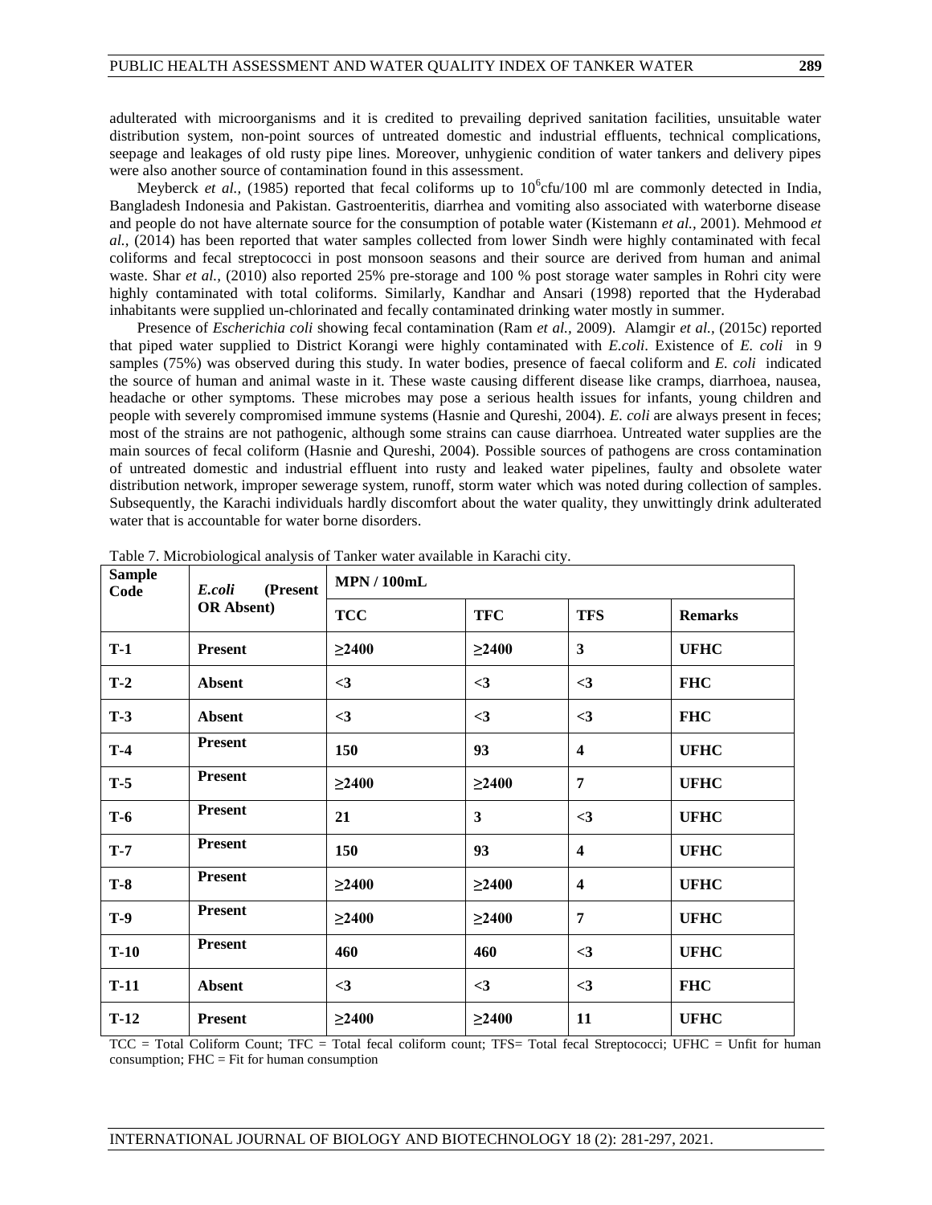adulterated with microorganisms and it is credited to prevailing deprived sanitation facilities, unsuitable water distribution system, non-point sources of untreated domestic and industrial effluents, technical complications, seepage and leakages of old rusty pipe lines. Moreover, unhygienic condition of water tankers and delivery pipes were also another source of contamination found in this assessment.

Meyberck *et al.,* (1985) reported that fecal coliforms up to $10^6$cfu/100 ml are commonly detected in India, Bangladesh Indonesia and Pakistan. Gastroenteritis, diarrhea and vomiting also associated with waterborne disease and people do not have alternate source for the consumption of potable water (Kistemann *et al.,* 2001). Mehmood *et al.,* (2014) has been reported that water samples collected from lower Sindh were highly contaminated with fecal coliforms and fecal streptococci in post monsoon seasons and their source are derived from human and animal waste. Shar *et al.,* (2010) also reported 25% pre-storage and 100 % post storage water samples in Rohri city were highly contaminated with total coliforms. Similarly, Kandhar and Ansari (1998) reported that the Hyderabad inhabitants were supplied un-chlorinated and fecally contaminated drinking water mostly in summer.

Presence of *Escherichia coli* showing fecal contamination (Ram *et al.,* 2009). Alamgir *et al.,* (2015c) reported that piped water supplied to District Korangi were highly contaminated with *E.coli*. Existence of *E. coli* in 9 samples (75%) was observed during this study. In water bodies, presence of faecal coliform and *E. coli* indicated the source of human and animal waste in it. These waste causing different disease like cramps, diarrhoea, nausea, headache or other symptoms. These microbes may pose a serious health issues for infants, young children and people with severely compromised immune systems (Hasnie and Qureshi, 2004). *E. coli* are always present in feces; most of the strains are not pathogenic, although some strains can cause diarrhoea. Untreated water supplies are the main sources of fecal coliform (Hasnie and Qureshi, 2004). Possible sources of pathogens are cross contamination of untreated domestic and industrial effluent into rusty and leaked water pipelines, faulty and obsolete water distribution network, improper sewerage system, runoff, storm water which was noted during collection of samples. Subsequently, the Karachi individuals hardly discomfort about the water quality, they unwittingly drink adulterated water that is accountable for water borne disorders.

Table 7. Microbiological analysis of Tanker water available in Karachi city.

| Sample Code | *E.coli* (Present OR Absent) | MPN / 100mL | | | |
|---|---|---|---|---|---|
| | | TCC | TFC | TFS | Remarks |
| T-1 | Present | ≥2400 | ≥2400 | 3 | UFHC |
| T-2 | Absent | <3 | <3 | <3 | FHC |
| T-3 | Absent | <3 | <3 | <3 | FHC |
| T-4 | Present | 150 | 93 | 4 | UFHC |
| T-5 | Present | ≥2400 | ≥2400 | 7 | UFHC |
| T-6 | Present | 21 | 3 | <3 | UFHC |
| T-7 | Present | 150 | 93 | 4 | UFHC |
| T-8 | Present | ≥2400 | ≥2400 | 4 | UFHC |
| T-9 | Present | ≥2400 | ≥2400 | 7 | UFHC |
| T-10 | Present | 460 | 460 | <3 | UFHC |
| T-11 | Absent | <3 | <3 | <3 | FHC |
| T-12 | Present | ≥2400 | ≥2400 | 11 | UFHC |

TCC = Total Coliform Count; TFC = Total fecal coliform count; TFS= Total fecal Streptococci; UFHC = Unfit for human consumption; FHC = Fit for human consumption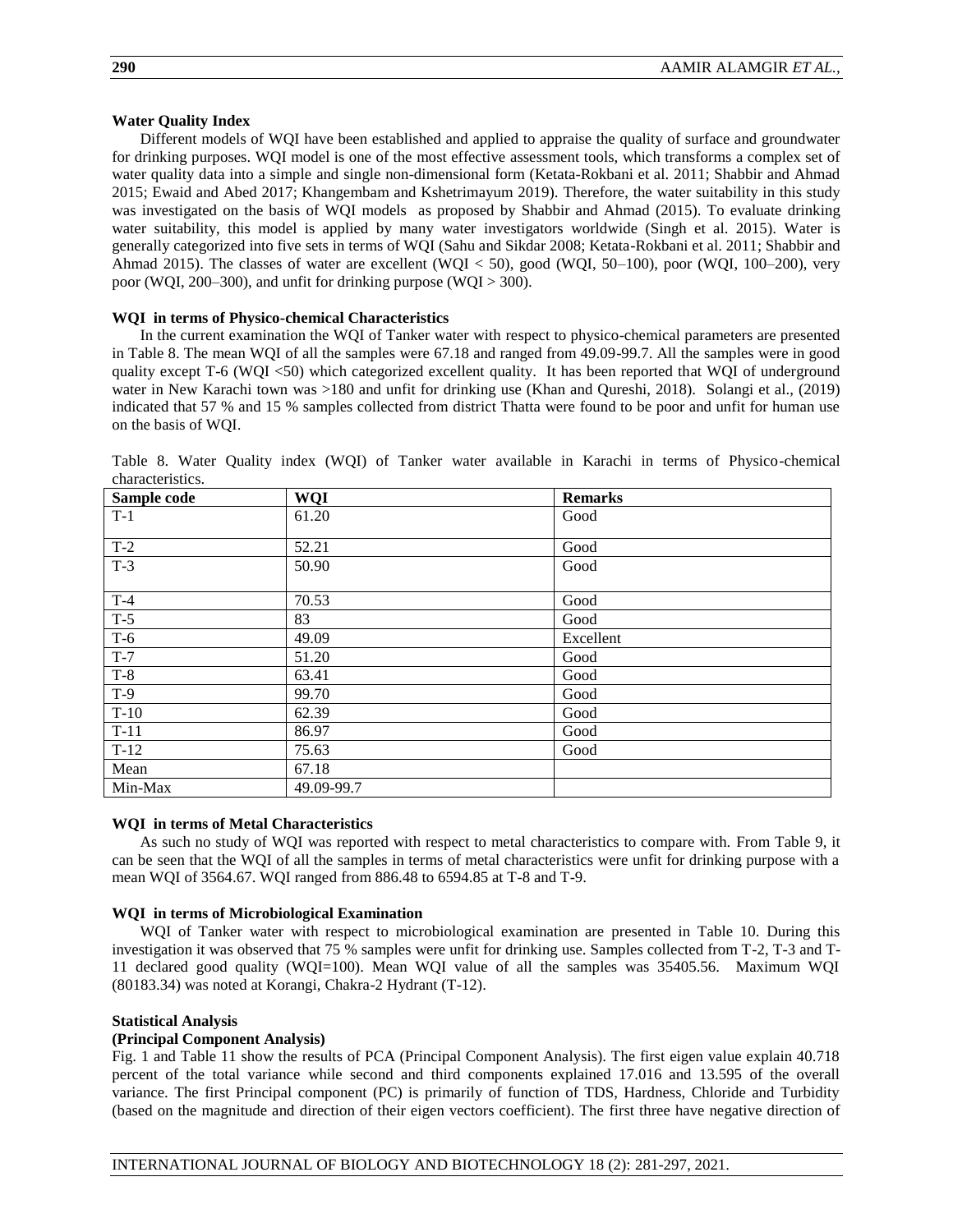**Water Quality Index**

Different models of WQI have been established and applied to appraise the quality of surface and groundwater for drinking purposes. WQI model is one of the most effective assessment tools, which transforms a complex set of water quality data into a simple and single non-dimensional form (Ketata-Rokbani et al. 2011; Shabbir and Ahmad 2015; Ewaid and Abed 2017; Khangembam and Kshetrimayum 2019). Therefore, the water suitability in this study was investigated on the basis of WQI models as proposed by Shabbir and Ahmad (2015). To evaluate drinking water suitability, this model is applied by many water investigators worldwide (Singh et al. 2015). Water is generally categorized into five sets in terms of WQI (Sahu and Sikdar 2008; Ketata-Rokbani et al. 2011; Shabbir and Ahmad 2015). The classes of water are excellent (WQI < 50), good (WQI, 50–100), poor (WQI, 100–200), very poor (WQI, 200–300), and unfit for drinking purpose (WQI > 300).

**WQI in terms of Physico-chemical Characteristics**

In the current examination the WQI of Tanker water with respect to physico-chemical parameters are presented in Table 8. The mean WQI of all the samples were 67.18 and ranged from 49.09-99.7. All the samples were in good quality except T-6 (WQI <50) which categorized excellent quality. It has been reported that WQI of underground water in New Karachi town was >180 and unfit for drinking use (Khan and Qureshi, 2018). Solangi et al., (2019) indicated that 57 % and 15 % samples collected from district Thatta were found to be poor and unfit for human use on the basis of WQI.

Table 8. Water Quality index (WQI) of Tanker water available in Karachi in terms of Physico-chemical characteristics.

| Sample code | WQI | Remarks |
|---|---|---|
| T-1 | 61.20 | Good |
| T-2 | 52.21 | Good |
| T-3 | 50.90 | Good |
| T-4 | 70.53 | Good |
| T-5 | 83 | Good |
| T-6 | 49.09 | Excellent |
| T-7 | 51.20 | Good |
| T-8 | 63.41 | Good |
| T-9 | 99.70 | Good |
| T-10 | 62.39 | Good |
| T-11 | 86.97 | Good |
| T-12 | 75.63 | Good |
| Mean | 67.18 | |
| Min-Max | 49.09-99.7 | |

**WQI in terms of Metal Characteristics**

As such no study of WQI was reported with respect to metal characteristics to compare with. From Table 9, it can be seen that the WQI of all the samples in terms of metal characteristics were unfit for drinking purpose with a mean WQI of 3564.67. WQI ranged from 886.48 to 6594.85 at T-8 and T-9.

**WQI in terms of Microbiological Examination**

WQI of Tanker water with respect to microbiological examination are presented in Table 10. During this investigation it was observed that 75 % samples were unfit for drinking use. Samples collected from T-2, T-3 and T-11 declared good quality (WQI=100). Mean WQI value of all the samples was 35405.56. Maximum WQI (80183.34) was noted at Korangi, Chakra-2 Hydrant (T-12).

**Statistical Analysis**

**(Principal Component Analysis)**

Fig. 1 and Table 11 show the results of PCA (Principal Component Analysis). The first eigen value explain 40.718 percent of the total variance while second and third components explained 17.016 and 13.595 of the overall variance. The first Principal component (PC) is primarily of function of TDS, Hardness, Chloride and Turbidity (based on the magnitude and direction of their eigen vectors coefficient). The first three have negative direction of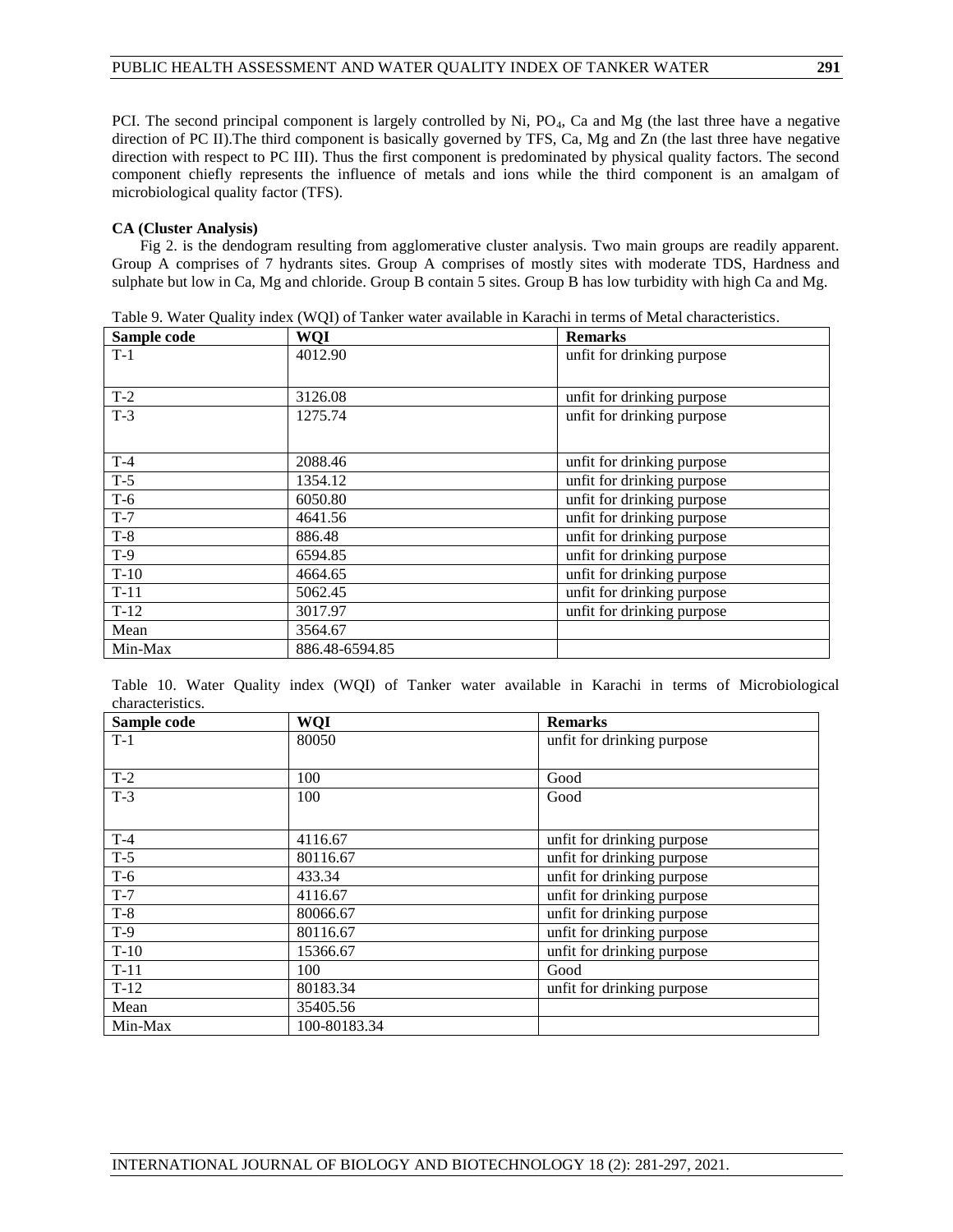PCI. The second principal component is largely controlled by Ni, $PO_4$, Ca and Mg (the last three have a negative direction of PC II).The third component is basically governed by TFS, Ca, Mg and Zn (the last three have negative direction with respect to PC III). Thus the first component is predominated by physical quality factors. The second component chiefly represents the influence of metals and ions while the third component is an amalgam of microbiological quality factor (TFS).

**CA (Cluster Analysis)**

Fig 2. is the dendogram resulting from agglomerative cluster analysis. Two main groups are readily apparent. Group A comprises of 7 hydrants sites. Group A comprises of mostly sites with moderate TDS, Hardness and sulphate but low in Ca, Mg and chloride. Group B contain 5 sites. Group B has low turbidity with high Ca and Mg.

Table 9. Water Quality index (WQI) of Tanker water available in Karachi in terms of Metal characteristics.

| Sample code | WQI | Remarks |
|---|---|---|
| T-1 | 4012.90 | unfit for drinking purpose |
| T-2 | 3126.08 | unfit for drinking purpose |
| T-3 | 1275.74 | unfit for drinking purpose |
| T-4 | 2088.46 | unfit for drinking purpose |
| T-5 | 1354.12 | unfit for drinking purpose |
| T-6 | 6050.80 | unfit for drinking purpose |
| T-7 | 4641.56 | unfit for drinking purpose |
| T-8 | 886.48 | unfit for drinking purpose |
| T-9 | 6594.85 | unfit for drinking purpose |
| T-10 | 4664.65 | unfit for drinking purpose |
| T-11 | 5062.45 | unfit for drinking purpose |
| T-12 | 3017.97 | unfit for drinking purpose |
| Mean | 3564.67 | |
| Min-Max | 886.48-6594.85 | |

Table 10. Water Quality index (WQI) of Tanker water available in Karachi in terms of Microbiological characteristics.

| Sample code | WQI | Remarks |
|---|---|---|
| T-1 | 80050 | unfit for drinking purpose |
| T-2 | 100 | Good |
| T-3 | 100 | Good |
| T-4 | 4116.67 | unfit for drinking purpose |
| T-5 | 80116.67 | unfit for drinking purpose |
| T-6 | 433.34 | unfit for drinking purpose |
| T-7 | 4116.67 | unfit for drinking purpose |
| T-8 | 80066.67 | unfit for drinking purpose |
| T-9 | 80116.67 | unfit for drinking purpose |
| T-10 | 15366.67 | unfit for drinking purpose |
| T-11 | 100 | Good |
| T-12 | 80183.34 | unfit for drinking purpose |
| Mean | 35405.56 | |
| Min-Max | 100-80183.34 | |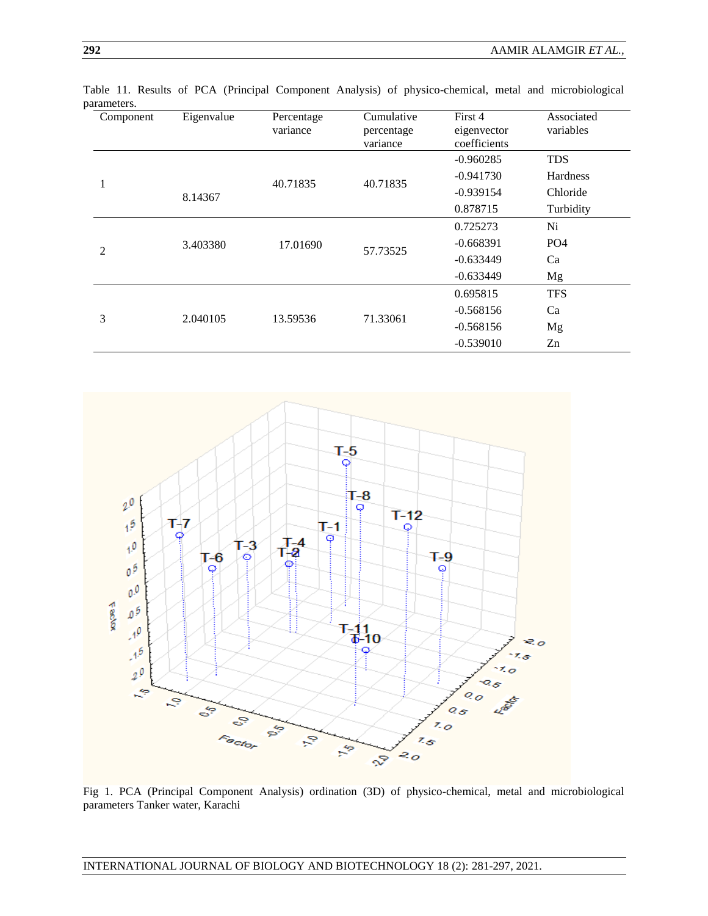Table 11. Results of PCA (Principal Component Analysis) of physico-chemical, metal and microbiological parameters.

| Component | Eigenvalue | Percentage variance | Cumulative percentage variance | First 4 eigenvector coefficients | Associated variables |
|---|---|---|---|---|---|
| 1 | 8.14367 | 40.71835 | 40.71835 | -0.960285 | TDS |
| | | | | -0.941730 | Hardness |
| | | | | -0.939154 | Chloride |
| | | | | 0.878715 | Turbidity |
| 2 | 3.403380 | 17.01690 | 57.73525 | 0.725273 | Ni |
| | | | | -0.668391 | PO4 |
| | | | | -0.633449 | Ca |
| | | | | -0.633449 | Mg |
| 3 | 2.040105 | 13.59536 | 71.33061 | 0.695815 | TFS |
| | | | | -0.568156 | Ca |
| | | | | -0.568156 | Mg |
| | | | | -0.539010 | Zn |

Fig 1. PCA (Principal Component Analysis) ordination (3D) of physico-chemical, metal and microbiological parameters Tanker water, Karachi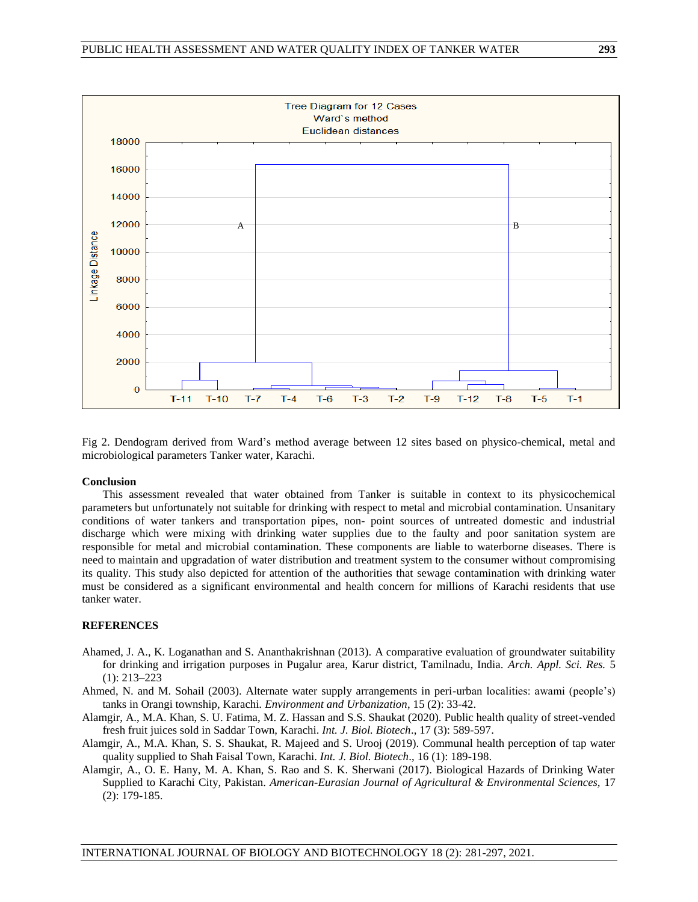Fig 2. Dendogram derived from Ward's method average between 12 sites based on physico-chemical, metal and microbiological parameters Tanker water, Karachi.

**Conclusion**

This assessment revealed that water obtained from Tanker is suitable in context to its physicochemical parameters but unfortunately not suitable for drinking with respect to metal and microbial contamination. Unsanitary conditions of water tankers and transportation pipes, non- point sources of untreated domestic and industrial discharge which were mixing with drinking water supplies due to the faulty and poor sanitation system are responsible for metal and microbial contamination. These components are liable to waterborne diseases. There is need to maintain and upgradation of water distribution and treatment system to the consumer without compromising its quality. This study also depicted for attention of the authorities that sewage contamination with drinking water must be considered as a significant environmental and health concern for millions of Karachi residents that use tanker water.

**REFERENCES**

Ahamed, J. A., K. Loganathan and S. Ananthakrishnan (2013). A comparative evaluation of groundwater suitability for drinking and irrigation purposes in Pugalur area, Karur district, Tamilnadu, India. *Arch. Appl. Sci. Res.* 5 (1): 213–223

Ahmed, N. and M. Sohail (2003). Alternate water supply arrangements in peri-urban localities: awami (people's) tanks in Orangi township, Karachi. *Environment and Urbanization*, 15 (2): 33-42.

Alamgir, A., M.A. Khan, S. U. Fatima, M. Z. Hassan and S.S. Shaukat (2020). Public health quality of street-vended fresh fruit juices sold in Saddar Town, Karachi. *Int. J. Biol. Biotech*., 17 (3): 589-597.

Alamgir, A., M.A. Khan, S. S. Shaukat, R. Majeed and S. Urooj (2019). Communal health perception of tap water quality supplied to Shah Faisal Town, Karachi. *Int. J. Biol. Biotech*., 16 (1): 189-198.

Alamgir, A., O. E. Hany, M. A. Khan, S. Rao and S. K. Sherwani (2017). Biological Hazards of Drinking Water Supplied to Karachi City, Pakistan. *American-Eurasian Journal of Agricultural & Environmental Sciences*, 17 (2): 179-185.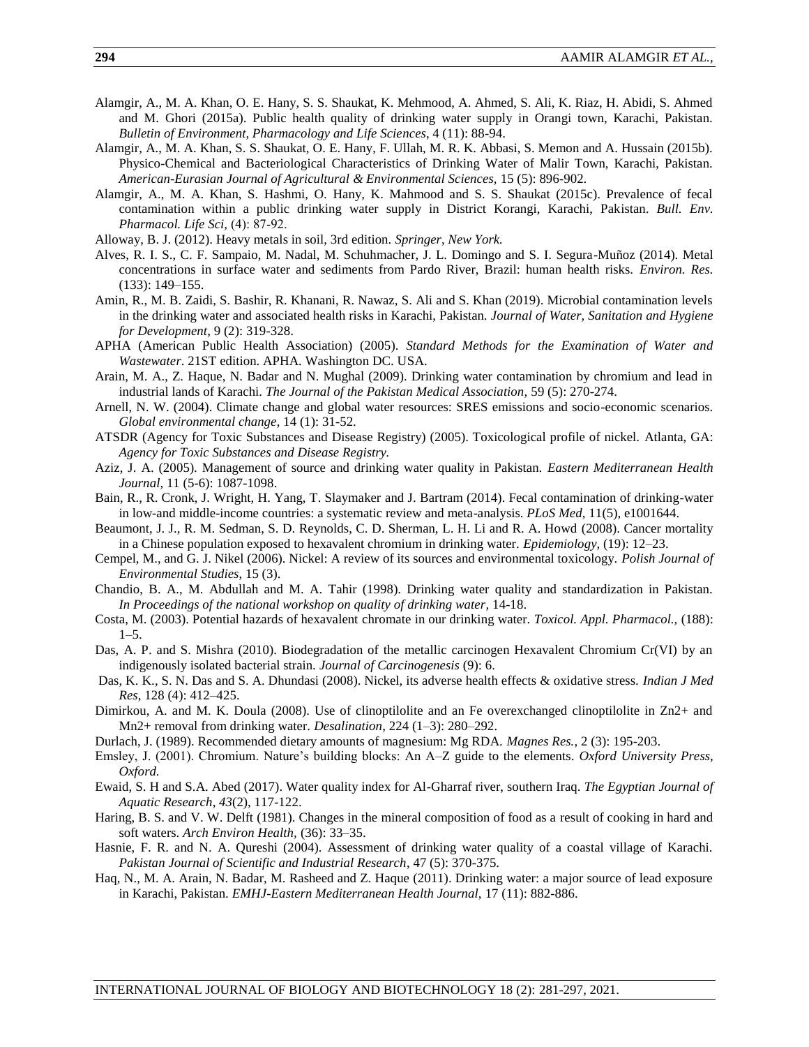Alamgir, A., M. A. Khan, O. E. Hany, S. S. Shaukat, K. Mehmood, A. Ahmed, S. Ali, K. Riaz, H. Abidi, S. Ahmed and M. Ghori (2015a). Public health quality of drinking water supply in Orangi town, Karachi, Pakistan. *Bulletin of Environment, Pharmacology and Life Sciences*, 4 (11): 88-94.

Alamgir, A., M. A. Khan, S. S. Shaukat, O. E. Hany, F. Ullah, M. R. K. Abbasi, S. Memon and A. Hussain (2015b). Physico-Chemical and Bacteriological Characteristics of Drinking Water of Malir Town, Karachi, Pakistan. *American-Eurasian Journal of Agricultural & Environmental Sciences,* 15 (5): 896-902.

Alamgir, A., M. A. Khan, S. Hashmi, O. Hany, K. Mahmood and S. S. Shaukat (2015c). Prevalence of fecal contamination within a public drinking water supply in District Korangi, Karachi, Pakistan. *Bull. Env. Pharmacol. Life Sci,* (4): 87-92.

Alloway, B. J. (2012). Heavy metals in soil, 3rd edition. *Springer, New York.*

Alves, R. I. S., C. F. Sampaio, M. Nadal, M. Schuhmacher, J. L. Domingo and S. I. Segura-Muñoz (2014). Metal concentrations in surface water and sediments from Pardo River, Brazil: human health risks. *Environ. Res.* (133): 149–155.

Amin, R., M. B. Zaidi, S. Bashir, R. Khanani, R. Nawaz, S. Ali and S. Khan (2019). Microbial contamination levels in the drinking water and associated health risks in Karachi, Pakistan. *Journal of Water, Sanitation and Hygiene for Development*, 9 (2): 319-328.

APHA (American Public Health Association) (2005). *Standard Methods for the Examination of Water and Wastewater*. 21ST edition. APHA. Washington DC. USA.

Arain, M. A., Z. Haque, N. Badar and N. Mughal (2009). Drinking water contamination by chromium and lead in industrial lands of Karachi. *The Journal of the Pakistan Medical Association,* 59 (5): 270-274.

Arnell, N. W. (2004). Climate change and global water resources: SRES emissions and socio-economic scenarios. *Global environmental change*, 14 (1): 31-52.

ATSDR (Agency for Toxic Substances and Disease Registry) (2005). Toxicological profile of nickel. Atlanta, GA: *Agency for Toxic Substances and Disease Registry.*

Aziz, J. A. (2005). Management of source and drinking water quality in Pakistan. *Eastern Mediterranean Health Journal,* 11 (5-6): 1087-1098.

Bain, R., R. Cronk, J. Wright, H. Yang, T. Slaymaker and J. Bartram (2014). Fecal contamination of drinking-water in low-and middle-income countries: a systematic review and meta-analysis. *PLoS Med*, 11(5), e1001644.

Beaumont, J. J., R. M. Sedman, S. D. Reynolds, C. D. Sherman, L. H. Li and R. A. Howd (2008). Cancer mortality in a Chinese population exposed to hexavalent chromium in drinking water. *Epidemiology,* (19): 12–23.

Cempel, M., and G. J. Nikel (2006). Nickel: A review of its sources and environmental toxicology. *Polish Journal of Environmental Studies,* 15 (3).

Chandio, B. A., M. Abdullah and M. A. Tahir (1998). Drinking water quality and standardization in Pakistan. *In Proceedings of the national workshop on quality of drinking water*, 14-18.

Costa, M. (2003). Potential hazards of hexavalent chromate in our drinking water. *Toxicol. Appl. Pharmacol.,* (188): 1–5.

Das, A. P. and S. Mishra (2010). Biodegradation of the metallic carcinogen Hexavalent Chromium Cr(VI) by an indigenously isolated bacterial strain. *Journal of Carcinogenesis* (9): 6.

Das, K. K., S. N. Das and S. A. Dhundasi (2008). Nickel, its adverse health effects & oxidative stress. *Indian J Med Res*, 128 (4): 412–425.

Dimirkou, A. and M. K. Doula (2008). Use of clinoptilolite and an Fe overexchanged clinoptilolite in $Zn^{2+}$ and $Mn^{2+}$ removal from drinking water. *Desalination*, 224 (1–3): 280–292.

Durlach, J. (1989). Recommended dietary amounts of magnesium: Mg RDA. *Magnes Res.*, 2 (3): 195-203.

Emsley, J. (2001). Chromium. Nature's building blocks: An A–Z guide to the elements. *Oxford University Press, Oxford.*

Ewaid, S. H and S.A. Abed (2017). Water quality index for Al-Gharraf river, southern Iraq. *The Egyptian Journal of Aquatic Research*, *43*(2), 117-122.

Haring, B. S. and V. W. Delft (1981). Changes in the mineral composition of food as a result of cooking in hard and soft waters. *Arch Environ Health,* (36): 33–35.

Hasnie, F. R. and N. A. Qureshi (2004). Assessment of drinking water quality of a coastal village of Karachi. *Pakistan Journal of Scientific and Industrial Research*, 47 (5): 370-375.

Haq, N., M. A. Arain, N. Badar, M. Rasheed and Z. Haque (2011). Drinking water: a major source of lead exposure in Karachi, Pakistan. *EMHJ-Eastern Mediterranean Health Journal,* 17 (11): 882-886.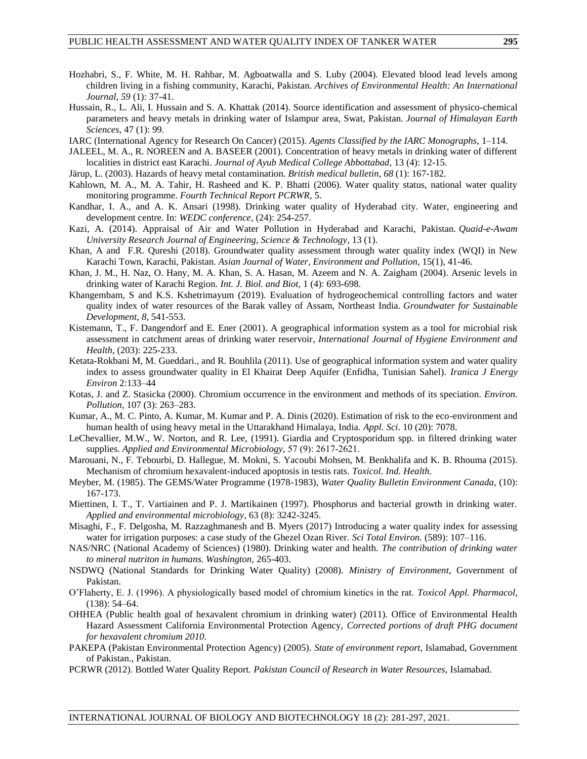Hozhabri, S., F. White, M. H. Rahbar, M. Agboatwalla and S. Luby (2004). Elevated blood lead levels among children living in a fishing community, Karachi, Pakistan. *Archives of Environmental Health: An International Journal*, *59* (1): 37-41.

Hussain, R., L. Ali, I. Hussain and S. A. Khattak (2014). Source identification and assessment of physico-chemical parameters and heavy metals in drinking water of Islampur area, Swat, Pakistan. *Journal of Himalayan Earth Sciences*, 47 (1): 99.

IARC (International Agency for Research On Cancer) (2015). *Agents Classified by the IARC Monographs*, 1–114.

JALEEL, M. A., R. NOREEN and A. BASEER (2001). Concentration of heavy metals in drinking water of different localities in district east Karachi. *Journal of Ayub Medical College Abbottabad*, 13 (4): 12-15.

Järup, L. (2003). Hazards of heavy metal contamination. *British medical bulletin*, *68* (1): 167-182.

Kahlown, M. A., M. A. Tahir, H. Rasheed and K. P. Bhatti (2006). Water quality status, national water quality monitoring programme. *Fourth Technical Report PCRWR*, 5.

Kandhar, I. A., and A. K. Ansari (1998). Drinking water quality of Hyderabad city. Water, engineering and development centre. In: *WEDC conference*, (24): 254-257.

Kazi, A. (2014). Appraisal of Air and Water Pollution in Hyderabad and Karachi, Pakistan. *Quaid-e-Awam University Research Journal of Engineering, Science & Technology*, 13 (1).

Khan, A and F.R. Qureshi (2018). Groundwater quality assessment through water quality index (WQI) in New Karachi Town, Karachi, Pakistan. *Asian Journal of Water, Environment and Pollution*, 15(1), 41-46.

Khan, J. M., H. Naz, O. Hany, M. A. Khan, S. A. Hasan, M. Azeem and N. A. Zaigham (2004). Arsenic levels in drinking water of Karachi Region. *Int. J. Biol. and Biot,* 1 (4): 693-698.

Khangembam, S and K.S. Kshetrimayum (2019). Evaluation of hydrogeochemical controlling factors and water quality index of water resources of the Barak valley of Assam, Northeast India. *Groundwater for Sustainable Development*, *8*, 541-553.

Kistemann, T., F. Dangendorf and E. Ener (2001). A geographical information system as a tool for microbial risk assessment in catchment areas of drinking water reservoir*, International Journal of Hygiene Environment and Health*, (203): 225-233.

Ketata-Rokbani M, M. Gueddari., and R. Bouhlila (2011). Use of geographical information system and water quality index to assess groundwater quality in El Khairat Deep Aquifer (Enfidha, Tunisian Sahel). *Iranica J Energy Environ* 2:133–44

Kotas, J. and Z. Stasicka (2000). Chromium occurrence in the environment and methods of its speciation. *Environ. Pollution*, 107 (3): 263–283.

Kumar, A., M. C. Pinto, A. Kumar, M. Kumar and P. A. Dinis (2020). Estimation of risk to the eco-environment and human health of using heavy metal in the Uttarakhand Himalaya, India. *Appl. Sci*. 10 (20): 7078.

LeChevallier, M.W., W. Norton, and R. Lee, (1991). Giardia and Cryptosporidum spp. in filtered drinking water supplies. *Applied and Environmental Microbiology,* 57 (9): 2617-2621.

Marouani, N., F. Tebourbi, D. Hallegue, M. Mokni, S. Yacoubi Mohsen, M. Benkhalifa and K. B. Rhouma (2015). Mechanism of chromium hexavalent-induced apoptosis in testis rats. *Toxicol. Ind. Health.*

Meyber, M. (1985). The GEMS/Water Programme (1978-1983), *Water Quality Bulletin Environment Canada,* (10): 167-173.

Miettinen, I. T., T. Vartiainen and P. J. Martikainen (1997). Phosphorus and bacterial growth in drinking water. *Applied and environmental microbiology*, 63 (8): 3242-3245.

Misaghi, F., F. Delgosha, M. Razzaghmanesh and B. Myers (2017) Introducing a water quality index for assessing water for irrigation purposes: a case study of the Ghezel Ozan River. *Sci Total Environ.* (589): 107–116.

NAS/NRC (National Academy of Sciences) (1980). Drinking water and health. *The contribution of drinking water to mineral nutriton in humans. Washington,* 265-403.

NSDWQ (National Standards for Drinking Water Quality) (2008). *Ministry of Environment*, Government of Pakistan.

O'Flaherty, E. J. (1996). A physiologically based model of chromium kinetics in the rat. *Toxicol Appl. Pharmacol,* (138): 54–64.

OHHEA (Public health goal of hexavalent chromium in drinking water) (2011). Office of Environmental Health Hazard Assessment California Environmental Protection Agency, *Corrected portions of draft PHG document for hexavalent chromium 2010*.

PAKEPA (Pakistan Environmental Protection Agency) (2005). *State of environment report,* Islamabad, Government of Pakistan., Pakistan.

PCRWR (2012). Bottled Water Quality Report. *Pakistan Council of Research in Water Resources,* Islamabad.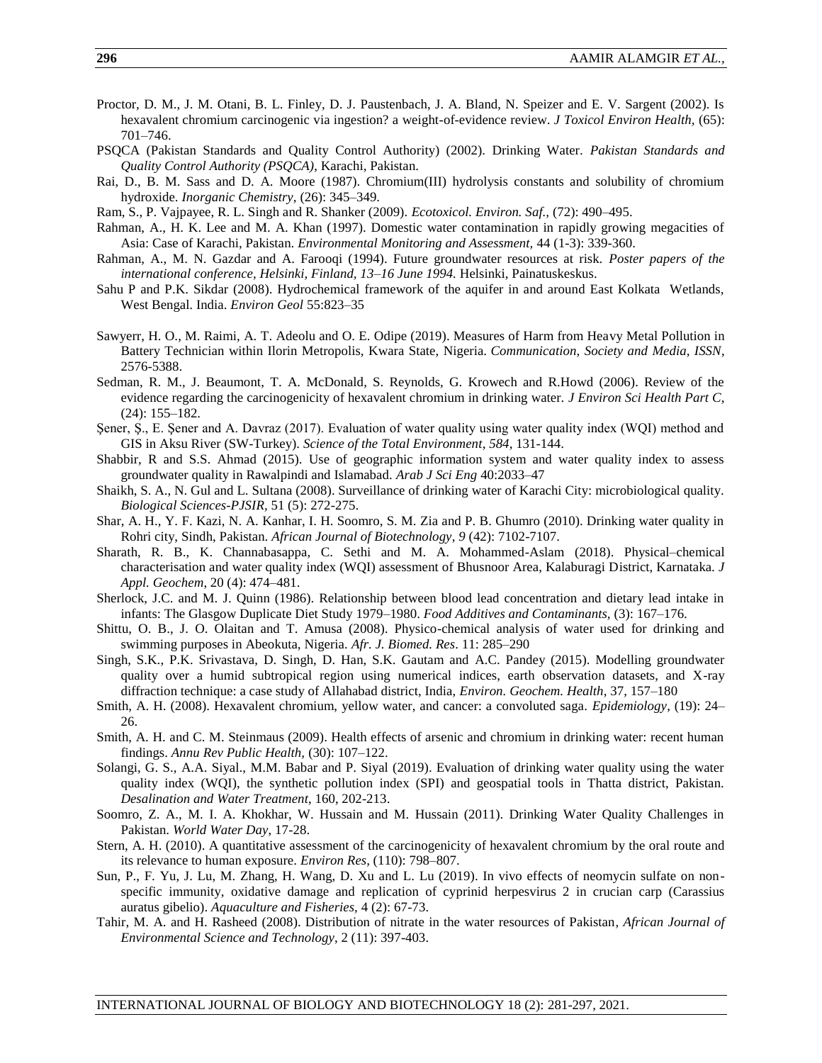Proctor, D. M., J. M. Otani, B. L. Finley, D. J. Paustenbach, J. A. Bland, N. Speizer and E. V. Sargent (2002). Is hexavalent chromium carcinogenic via ingestion? a weight-of-evidence review. *J Toxicol Environ Health,* (65): 701–746.

PSQCA (Pakistan Standards and Quality Control Authority) (2002). Drinking Water. *Pakistan Standards and Quality Control Authority (PSQCA)*, Karachi, Pakistan.

Rai, D., B. M. Sass and D. A. Moore (1987). Chromium(III) hydrolysis constants and solubility of chromium hydroxide. *Inorganic Chemistry,* (26): 345–349.

Ram, S., P. Vajpayee, R. L. Singh and R. Shanker (2009). *Ecotoxicol. Environ. Saf.,* (72): 490–495.

Rahman, A., H. K. Lee and M. A. Khan (1997). Domestic water contamination in rapidly growing megacities of Asia: Case of Karachi, Pakistan. *Environmental Monitoring and Assessment,* 44 (1-3): 339-360.

Rahman, A., M. N. Gazdar and A. Farooqi (1994). Future groundwater resources at risk. *Poster papers of the international conference, Helsinki, Finland, 13–16 June 1994.* Helsinki, Painatuskeskus.

Sahu P and P.K. Sikdar (2008). Hydrochemical framework of the aquifer in and around East Kolkata Wetlands, West Bengal. India. *Environ Geol* 55:823–35

Sawyerr, H. O., M. Raimi, A. T. Adeolu and O. E. Odipe (2019). Measures of Harm from Heavy Metal Pollution in Battery Technician within Ilorin Metropolis, Kwara State, Nigeria. *Communication, Society and Media, ISSN*, 2576-5388.

Sedman, R. M., J. Beaumont, T. A. McDonald, S. Reynolds, G. Krowech and R.Howd (2006). Review of the evidence regarding the carcinogenicity of hexavalent chromium in drinking water. *J Environ Sci Health Part C,* (24): 155–182.

Şener, Ş., E. Şener and A. Davraz (2017). Evaluation of water quality using water quality index (WQI) method and GIS in Aksu River (SW-Turkey). *Science of the Total Environment*, *584*, 131-144.

Shabbir, R and S.S. Ahmad (2015). Use of geographic information system and water quality index to assess groundwater quality in Rawalpindi and Islamabad. *Arab J Sci Eng* 40:2033–47

Shaikh, S. A., N. Gul and L. Sultana (2008). Surveillance of drinking water of Karachi City: microbiological quality. *Biological Sciences-PJSIR,* 51 (5): 272-275.

Shar, A. H., Y. F. Kazi, N. A. Kanhar, I. H. Soomro, S. M. Zia and P. B. Ghumro (2010). Drinking water quality in Rohri city, Sindh, Pakistan. *African Journal of Biotechnology*, *9* (42): 7102-7107.

Sharath, R. B., K. Channabasappa, C. Sethi and M. A. Mohammed-Aslam (2018). Physical–chemical characterisation and water quality index (WQI) assessment of Bhusnoor Area, Kalaburagi District, Karnataka. *J Appl. Geochem,* 20 (4): 474–481.

Sherlock, J.C. and M. J. Quinn (1986). Relationship between blood lead concentration and dietary lead intake in infants: The Glasgow Duplicate Diet Study 1979–1980. *Food Additives and Contaminants,* (3): 167–176.

Shittu, O. B., J. O. Olaitan and T. Amusa (2008). Physico-chemical analysis of water used for drinking and swimming purposes in Abeokuta, Nigeria. *Afr. J. Biomed. Res*. 11: 285–290

Singh, S.K., P.K. Srivastava, D. Singh, D. Han, S.K. Gautam and A.C. Pandey (2015). Modelling groundwater quality over a humid subtropical region using numerical indices, earth observation datasets, and X-ray diffraction technique: a case study of Allahabad district, India, *Environ. Geochem. Health*, 37, 157–180

Smith, A. H. (2008). Hexavalent chromium, yellow water, and cancer: a convoluted saga. *Epidemiology*, (19): 24–26.

Smith, A. H. and C. M. Steinmaus (2009). Health effects of arsenic and chromium in drinking water: recent human findings. *Annu Rev Public Health,* (30): 107–122.

Solangi, G. S., A.A. Siyal., M.M. Babar and P. Siyal (2019). Evaluation of drinking water quality using the water quality index (WQI), the synthetic pollution index (SPI) and geospatial tools in Thatta district, Pakistan. *Desalination and Water Treatment*, 160, 202-213.

Soomro, Z. A., M. I. A. Khokhar, W. Hussain and M. Hussain (2011). Drinking Water Quality Challenges in Pakistan. *World Water Day*, 17-28.

Stern, A. H. (2010). A quantitative assessment of the carcinogenicity of hexavalent chromium by the oral route and its relevance to human exposure. *Environ Res,* (110): 798–807.

Sun, P., F. Yu, J. Lu, M. Zhang, H. Wang, D. Xu and L. Lu (2019). In vivo effects of neomycin sulfate on non-specific immunity, oxidative damage and replication of cyprinid herpesvirus 2 in crucian carp (Carassius auratus gibelio). *Aquaculture and Fisheries*, 4 (2): 67-73.

Tahir, M. A. and H. Rasheed (2008). Distribution of nitrate in the water resources of Pakistan*, African Journal of Environmental Science and Technology*, 2 (11): 397-403.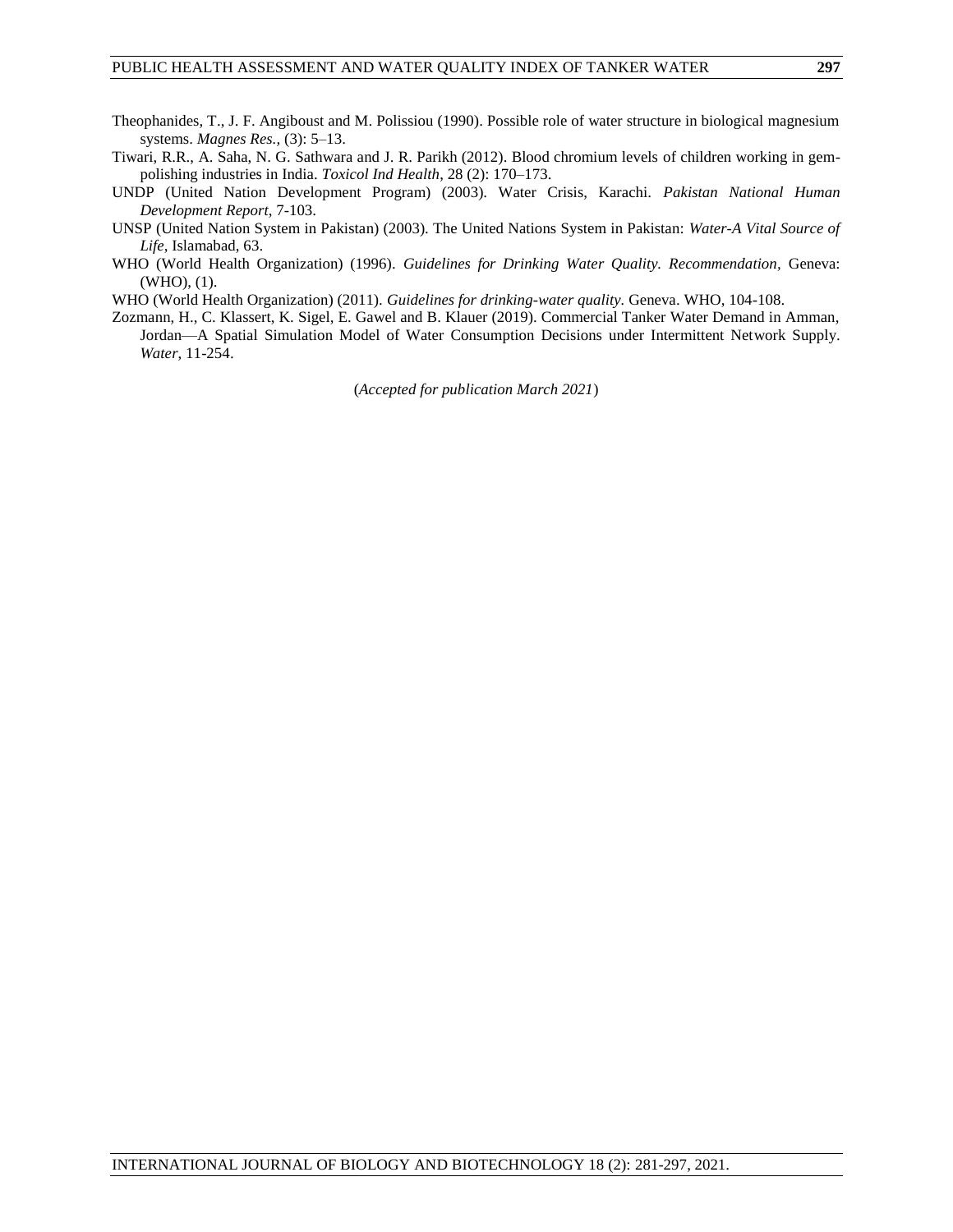Theophanides, T., J. F. Angiboust and M. Polissiou (1990). Possible role of water structure in biological magnesium systems. *Magnes Res.,* (3): 5–13.

Tiwari, R.R., A. Saha, N. G. Sathwara and J. R. Parikh (2012). Blood chromium levels of children working in gem-polishing industries in India. *Toxicol Ind Health*, 28 (2): 170–173.

UNDP (United Nation Development Program) (2003). Water Crisis, Karachi. *Pakistan National Human Development Report*, 7-103.

UNSP (United Nation System in Pakistan) (2003). The United Nations System in Pakistan: *Water-A Vital Source of Life*, Islamabad, 63.

WHO (World Health Organization) (1996). *Guidelines for Drinking Water Quality. Recommendation*, Geneva: (WHO), (1).

WHO (World Health Organization) (2011). *Guidelines for drinking-water quality.* Geneva. WHO, 104-108.

Zozmann, H., C. Klassert, K. Sigel, E. Gawel and B. Klauer (2019). Commercial Tanker Water Demand in Amman, Jordan—A Spatial Simulation Model of Water Consumption Decisions under Intermittent Network Supply. *Water*, 11-254.

(*Accepted for publication March 2021*)